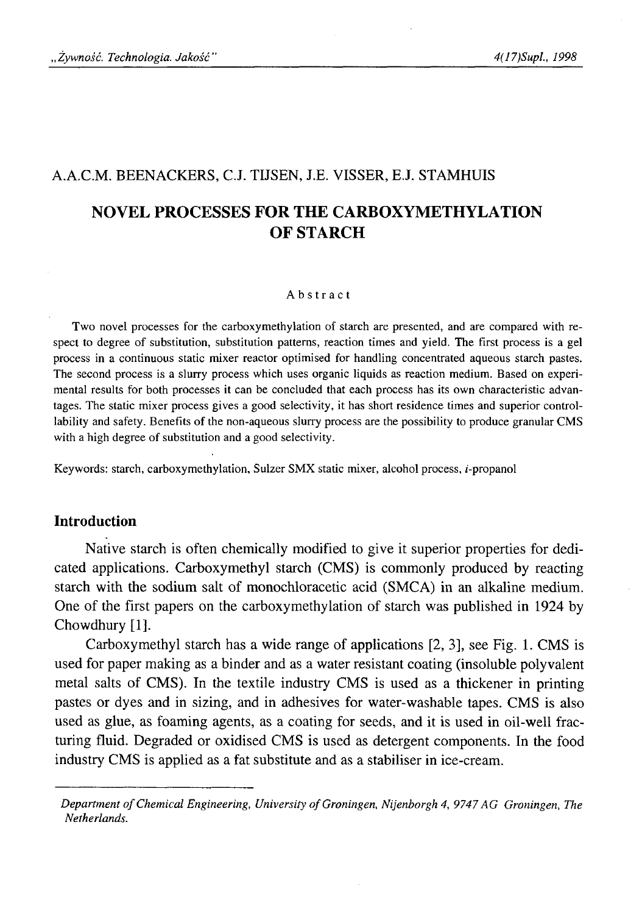A.A.C.M. BEENACKERS, C.J. TIJSEN, J.E. VISSER, E.J. STAMHUIS

# NOVEL PROCESSES FOR THE CARBOXYMETHYLATION OF STARCH

## Abstract

Two novel processes for the carboxymethylation of starch are presented, and are compared with respect to degree of substitution, substitution patterns, reaction times and yield. The first process is a gel process in a continuous static mixer reactor optimised for handling concentrated aqueous starch pastes. The second process is a slurry process which uses organic liquids as reaction medium. Based on experimental results for both processes it can be concluded that each process has its own characteristic advantages. The static mixer process gives a good selectivity, it has short residence times and superior controllability and safety. Benefits of the non-aqueous slurry process are the possibility to produce granular CMS with a high degree of substitution and a good selectivity.

Keywords: starch, carboxymethylation, Sulzer SMX static mixer, alcohol process, *i*-propanol

## Introduction

Native starch is often chemically modified to give it superior properties for dedicated applications. Carboxymethyl starch (CMS) is commonly produced by reacting starch with the sodium salt of monochloracetic acid (SMCA) in an alkaline medium. One of the first papers on the carboxymethylation of starch was published in 1924 by Chowdhury [1].

Carboxymethyl starch has a wide range of applications [2, 3], see Fig. 1. CMS is used for paper making as a binder and as a water resistant coating (insoluble polyvalent metal salts of CMS). In the textile industry CMS is used as a thickener in printing pastes or dyes and in sizing, and in adhesives for water-washable tapes. CMS is also used as glue, as foaming agents, as a coating for seeds, and it is used in oil-well fracturing fluid. Degraded or oxidised CMS is used as detergent components. In the food industry CMS is applied as a fat substitute and as a stabiliser in ice-cream.

*Department of Chemical Engineering, University of Groningen, Nijenborgh 4, 9747 AG Groningen, The Netherlands.*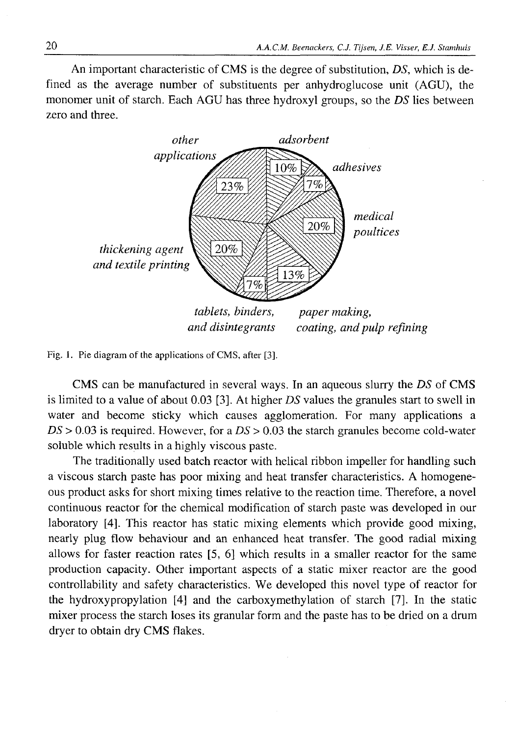An important characteristic of CMS is the degree of substitution, *DS*, which is defined as the average number of substituents per anhydroglucose unit (AGU), the monomer unit of starch. Each AGU has three hydroxyl groups, so the *DS* lies between zero and three.

Fig. 1. Pie diagram of the applications of CMS, after [3].

CMS can be manufactured in several ways. In an aqueous slurry the *DS* of CMS is limited to a value of about 0.03 [3]. At higher *DS* values the granules start to swell in water and become sticky which causes agglomeration. For many applications a $DS > 0.03$ is required. However, for a $DS > 0.03$ the starch granules become cold-water soluble which results in a highly viscous paste.

The traditionally used batch reactor with helical ribbon impeller for handling such a viscous starch paste has poor mixing and heat transfer characteristics. A homogeneous product asks for short mixing times relative to the reaction time. Therefore, a novel continuous reactor for the chemical modification of starch paste was developed in our laboratory [4]. This reactor has static mixing elements which provide good mixing, nearly plug flow behaviour and an enhanced heat transfer. The good radial mixing allows for faster reaction rates [5, 6] which results in a smaller reactor for the same production capacity. Other important aspects of a static mixer reactor are the good controllability and safety characteristics. We developed this novel type of reactor for the hydroxypropylation [4] and the carboxymethylation of starch [7]. In the static mixer process the starch loses its granular form and the paste has to be dried on a drum dryer to obtain dry CMS flakes.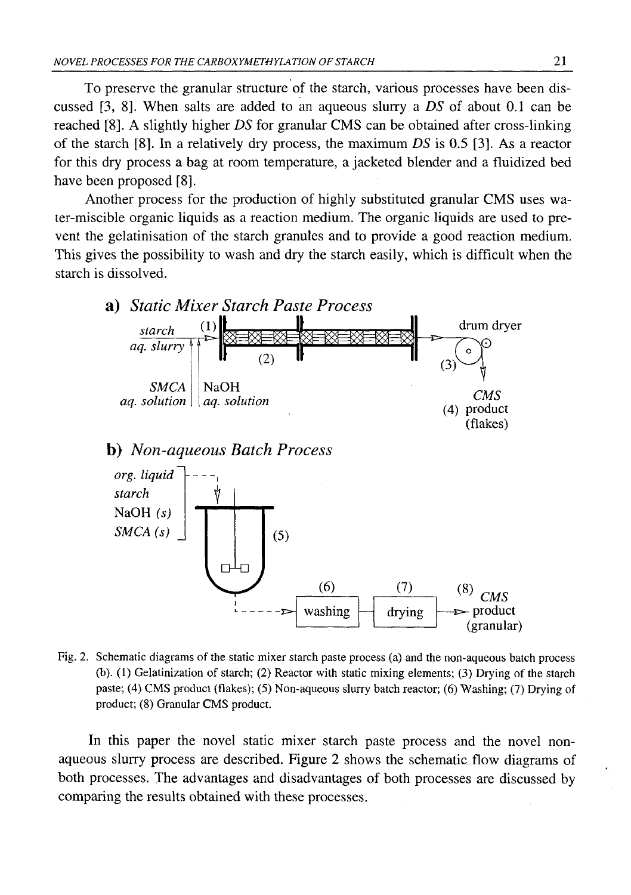To preserve the granular structure of the starch, various processes have been discussed [3, 8]. When salts are added to an aqueous slurry a *DS* of about 0.1 can be reached [8]. A slightly higher *DS* for granular CMS can be obtained after cross-linking of the starch [8]. In a relatively dry process, the maximum *DS* is 0.5 [3]. As a reactor for this dry process a bag at room temperature, a jacketed blender and a fluidized bed have been proposed [8].

Another process for the production of highly substituted granular CMS uses water-miscible organic liquids as a reaction medium. The organic liquids are used to prevent the gelatinisation of the starch granules and to provide a good reaction medium. This gives the possibility to wash and dry the starch easily, which is difficult when the starch is dissolved.

**a)** *Static Mixer Starch Paste Process*

*starch aq. slurry* (1) — *SMCA aq. solution*, NaOH *aq. solution* — (2) — (3) drum dryer — *CMS* (4) product (flakes)

**b)** *Non-aqueous Batch Process*

*org. liquid*, *starch*, NaOH *(s)*, *SMCA (s)* — (5) — (6) washing — (7) drying — (8) *CMS* product (granular)

Fig. 2. Schematic diagrams of the static mixer starch paste process (a) and the non-aqueous batch process (b). (1) Gelatinization of starch; (2) Reactor with static mixing elements; (3) Drying of the starch paste; (4) CMS product (flakes); (5) Non-aqueous slurry batch reactor; (6) Washing; (7) Drying of product; (8) Granular CMS product.

In this paper the novel static mixer starch paste process and the novel non-aqueous slurry process are described. Figure 2 shows the schematic flow diagrams of both processes. The advantages and disadvantages of both processes are discussed by comparing the results obtained with these processes.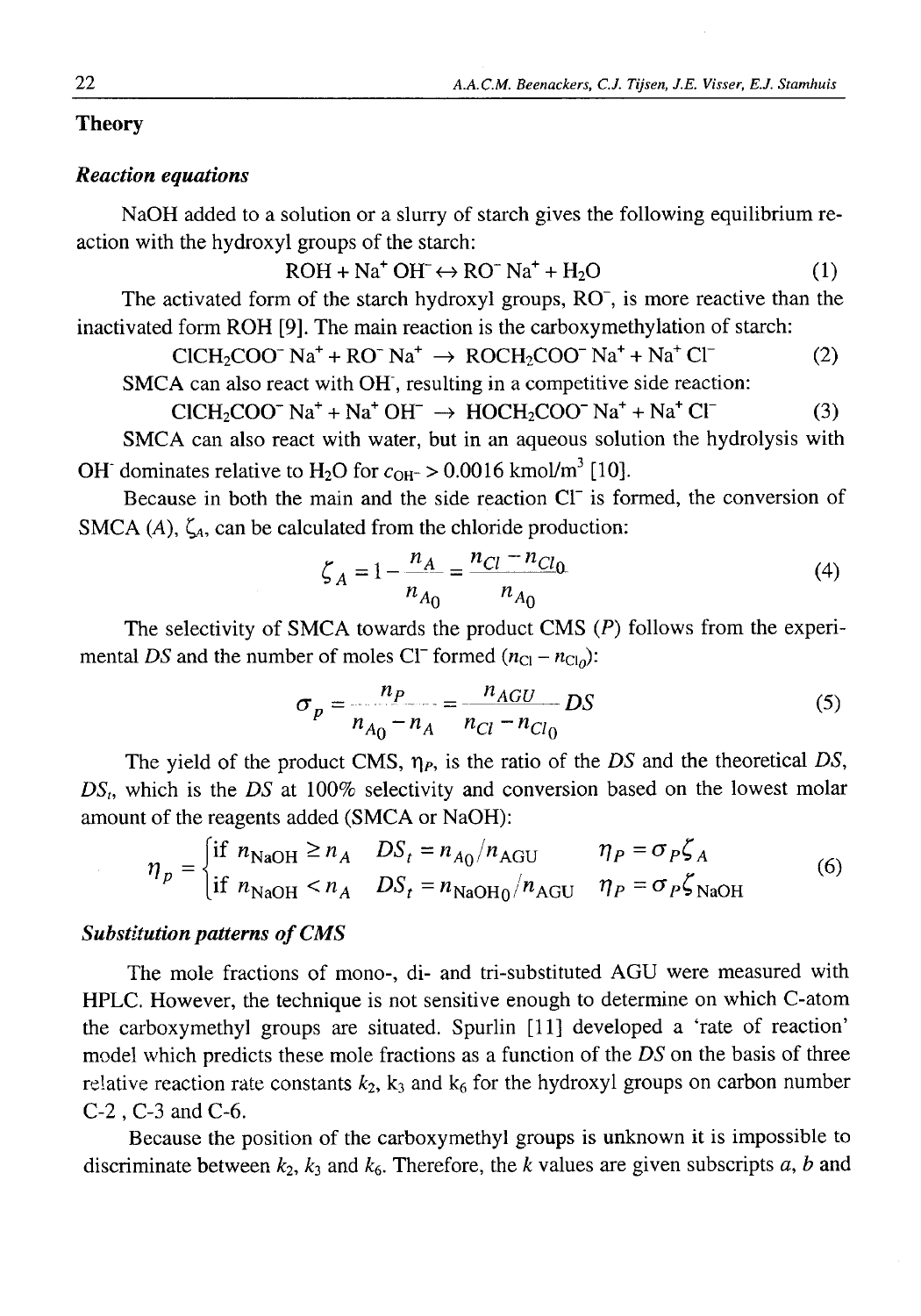## Theory

### *Reaction equations*

NaOH added to a solution or a slurry of starch gives the following equilibrium reaction with the hydroxyl groups of the starch:

$$ROH + Na^+ OH^- \leftrightarrow RO^- Na^+ + H_2O \tag{1}$$

The activated form of the starch hydroxyl groups, $RO^-$, is more reactive than the inactivated form ROH [9]. The main reaction is the carboxymethylation of starch:

$$ClCH_2COO^- Na^+ + RO^- Na^+ \rightarrow ROCH_2COO^- Na^+ + Na^+ Cl^- \tag{2}$$

SMCA can also react with $OH^-$, resulting in a competitive side reaction:

$$ClCH_2COO^- Na^+ + Na^+ OH^- \rightarrow HOCH_2COO^- Na^+ + Na^+ Cl^- \tag{3}$$

SMCA can also react with water, but in an aqueous solution the hydrolysis with $OH^-$ dominates relative to $H_2O$ for $c_{OH^-} > 0.0016$ kmol/m$^3$ [10].

Because in both the main and the side reaction $Cl^-$ is formed, the conversion of SMCA ($A$), $\zeta_A$, can be calculated from the chloride production:

$$\zeta_A = 1 - \frac{n_A}{n_{A0}} = \frac{n_{Cl} - n_{Cl0}}{n_{A0}} \tag{4}$$

The selectivity of SMCA towards the product CMS ($P$) follows from the experimental $DS$ and the number of moles $Cl^-$ formed ($n_{Cl} - n_{Cl_0}$):

$$\sigma_P = \frac{n_P}{n_{A0} - n_A} = \frac{n_{AGU}}{n_{Cl} - n_{Cl0}} DS \tag{5}$$

The yield of the product CMS, $\eta_P$, is the ratio of the $DS$ and the theoretical $DS$, $DS_t$, which is the $DS$ at 100% selectivity and conversion based on the lowest molar amount of the reagents added (SMCA or NaOH):

$$\eta_P = \begin{cases} \text{if } n_{\text{NaOH}} \geq n_A & DS_t = n_{A0}/n_{\text{AGU}} \quad \eta_P = \sigma_P \zeta_A \\ \text{if } n_{\text{NaOH}} < n_A & DS_t = n_{\text{NaOH0}}/n_{\text{AGU}} \quad \eta_P = \sigma_P \zeta_{\text{NaOH}} \end{cases} \tag{6}$$

### *Substitution patterns of CMS*

The mole fractions of mono-, di- and tri-substituted AGU were measured with HPLC. However, the technique is not sensitive enough to determine on which C-atom the carboxymethyl groups are situated. Spurlin [11] developed a 'rate of reaction' model which predicts these mole fractions as a function of the $DS$ on the basis of three relative reaction rate constants $k_2$, $k_3$ and $k_6$ for the hydroxyl groups on carbon number C-2 , C-3 and C-6.

Because the position of the carboxymethyl groups is unknown it is impossible to discriminate between $k_2$, $k_3$ and $k_6$. Therefore, the $k$ values are given subscripts $a$, $b$ and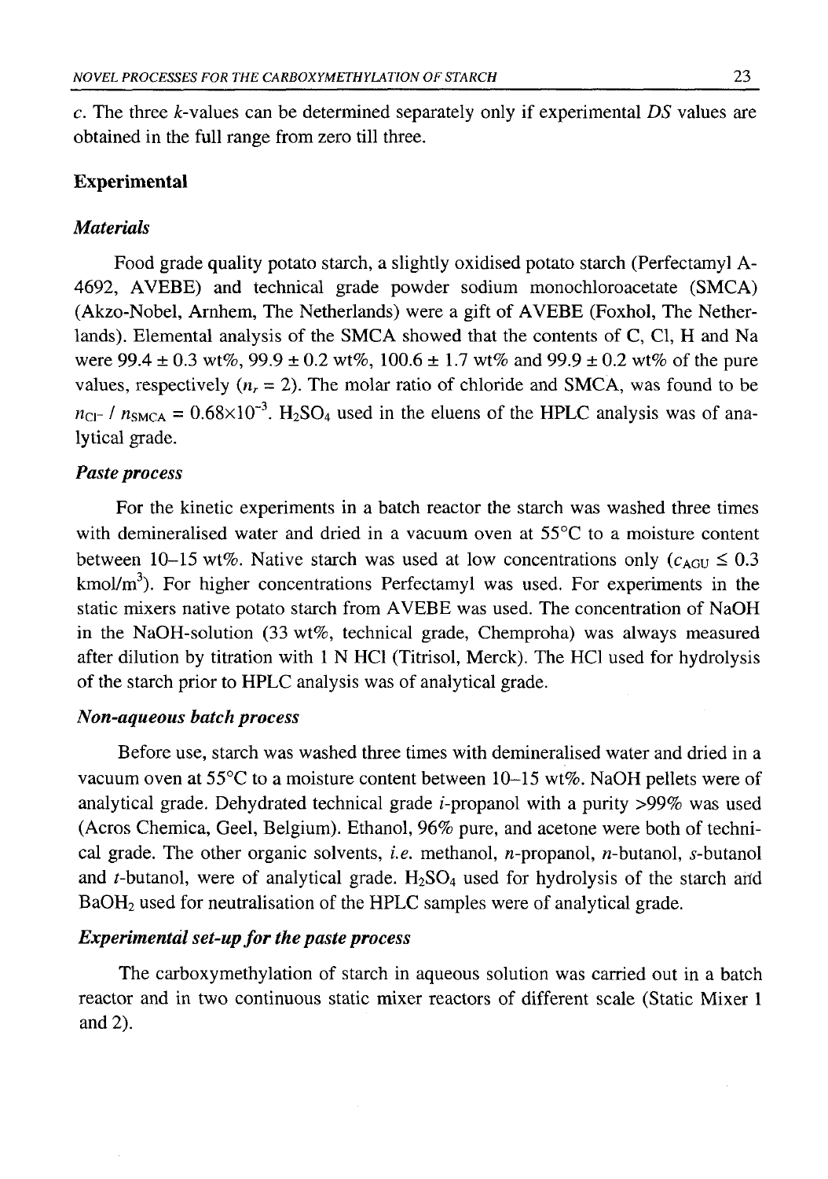c. The three $k$-values can be determined separately only if experimental $DS$ values are obtained in the full range from zero till three.

## Experimental

### *Materials*

Food grade quality potato starch, a slightly oxidised potato starch (Perfectamyl A-4692, AVEBE) and technical grade powder sodium monochloroacetate (SMCA) (Akzo-Nobel, Arnhem, The Netherlands) were a gift of AVEBE (Foxhol, The Netherlands). Elemental analysis of the SMCA showed that the contents of C, Cl, H and Na were 99.4 ± 0.3 wt%, 99.9 ± 0.2 wt%, 100.6 ± 1.7 wt% and 99.9 ± 0.2 wt% of the pure values, respectively ($n_r = 2$). The molar ratio of chloride and SMCA, was found to be $n_{Cl^-} / n_{SMCA} = 0.68 \times 10^{-3}$. $H_2SO_4$ used in the eluens of the HPLC analysis was of analytical grade.

### *Paste process*

For the kinetic experiments in a batch reactor the starch was washed three times with demineralised water and dried in a vacuum oven at 55°C to a moisture content between 10–15 wt%. Native starch was used at low concentrations only ($c_{AGU} \leq 0.3$ kmol/m$^3$). For higher concentrations Perfectamyl was used. For experiments in the static mixers native potato starch from AVEBE was used. The concentration of NaOH in the NaOH-solution (33 wt%, technical grade, Chemproha) was always measured after dilution by titration with 1 N HCl (Titrisol, Merck). The HCl used for hydrolysis of the starch prior to HPLC analysis was of analytical grade.

### *Non-aqueous batch process*

Before use, starch was washed three times with demineralised water and dried in a vacuum oven at 55°C to a moisture content between 10–15 wt%. NaOH pellets were of analytical grade. Dehydrated technical grade *i*-propanol with a purity >99% was used (Acros Chemica, Geel, Belgium). Ethanol, 96% pure, and acetone were both of technical grade. The other organic solvents, *i.e.* methanol, *n*-propanol, *n*-butanol, *s*-butanol and *t*-butanol, were of analytical grade. $H_2SO_4$ used for hydrolysis of the starch and $BaOH_2$ used for neutralisation of the HPLC samples were of analytical grade.

### *Experimental set-up for the paste process*

The carboxymethylation of starch in aqueous solution was carried out in a batch reactor and in two continuous static mixer reactors of different scale (Static Mixer 1 and 2).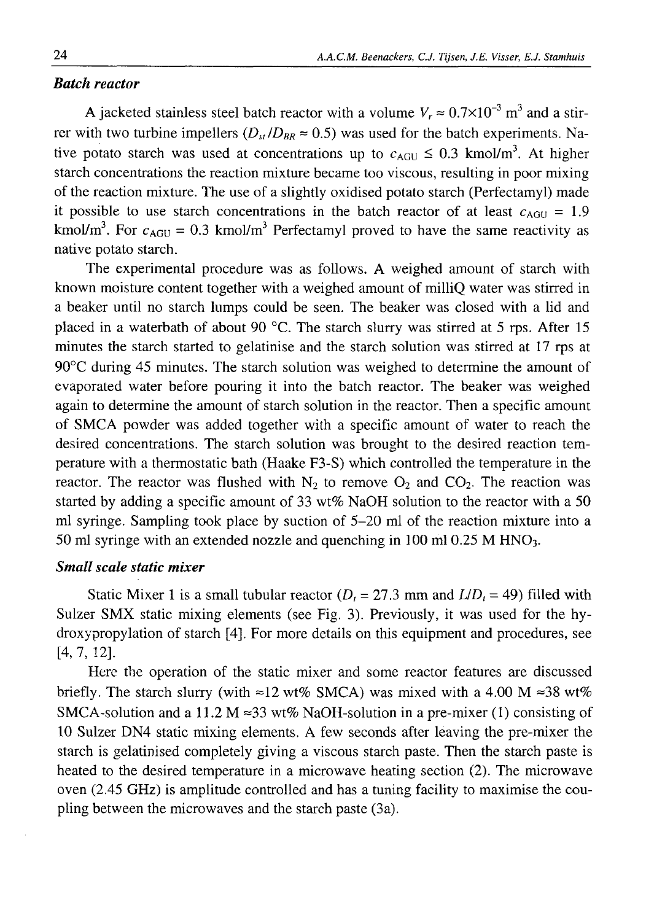### *Batch reactor*

A jacketed stainless steel batch reactor with a volume $V_r \approx 0.7 \times 10^{-3}$ m$^3$ and a stirrer with two turbine impellers ($D_{st}/D_{BR} \approx 0.5$) was used for the batch experiments. Native potato starch was used at concentrations up to $c_{AGU} \leq 0.3$ kmol/m$^3$. At higher starch concentrations the reaction mixture became too viscous, resulting in poor mixing of the reaction mixture. The use of a slightly oxidised potato starch (Perfectamyl) made it possible to use starch concentrations in the batch reactor of at least $c_{AGU} = 1.9$ kmol/m$^3$. For $c_{AGU} = 0.3$ kmol/m$^3$ Perfectamyl proved to have the same reactivity as native potato starch.

The experimental procedure was as follows. A weighed amount of starch with known moisture content together with a weighed amount of milliQ water was stirred in a beaker until no starch lumps could be seen. The beaker was closed with a lid and placed in a waterbath of about 90 °C. The starch slurry was stirred at 5 rps. After 15 minutes the starch started to gelatinise and the starch solution was stirred at 17 rps at 90°C during 45 minutes. The starch solution was weighed to determine the amount of evaporated water before pouring it into the batch reactor. The beaker was weighed again to determine the amount of starch solution in the reactor. Then a specific amount of SMCA powder was added together with a specific amount of water to reach the desired concentrations. The starch solution was brought to the desired reaction temperature with a thermostatic bath (Haake F3-S) which controlled the temperature in the reactor. The reactor was flushed with $N_2$ to remove $O_2$ and $CO_2$. The reaction was started by adding a specific amount of 33 wt% NaOH solution to the reactor with a 50 ml syringe. Sampling took place by suction of 5–20 ml of the reaction mixture into a 50 ml syringe with an extended nozzle and quenching in 100 ml 0.25 M $HNO_3$.

### *Small scale static mixer*

Static Mixer 1 is a small tubular reactor ($D_t = 27.3$ mm and $L/D_t = 49$) filled with Sulzer SMX static mixing elements (see Fig. 3). Previously, it was used for the hydroxypropylation of starch [4]. For more details on this equipment and procedures, see [4, 7, 12].

Here the operation of the static mixer and some reactor features are discussed briefly. The starch slurry (with ≈12 wt% SMCA) was mixed with a 4.00 M ≈38 wt% SMCA-solution and a 11.2 M ≈33 wt% NaOH-solution in a pre-mixer (1) consisting of 10 Sulzer DN4 static mixing elements. A few seconds after leaving the pre-mixer the starch is gelatinised completely giving a viscous starch paste. Then the starch paste is heated to the desired temperature in a microwave heating section (2). The microwave oven (2.45 GHz) is amplitude controlled and has a tuning facility to maximise the coupling between the microwaves and the starch paste (3a).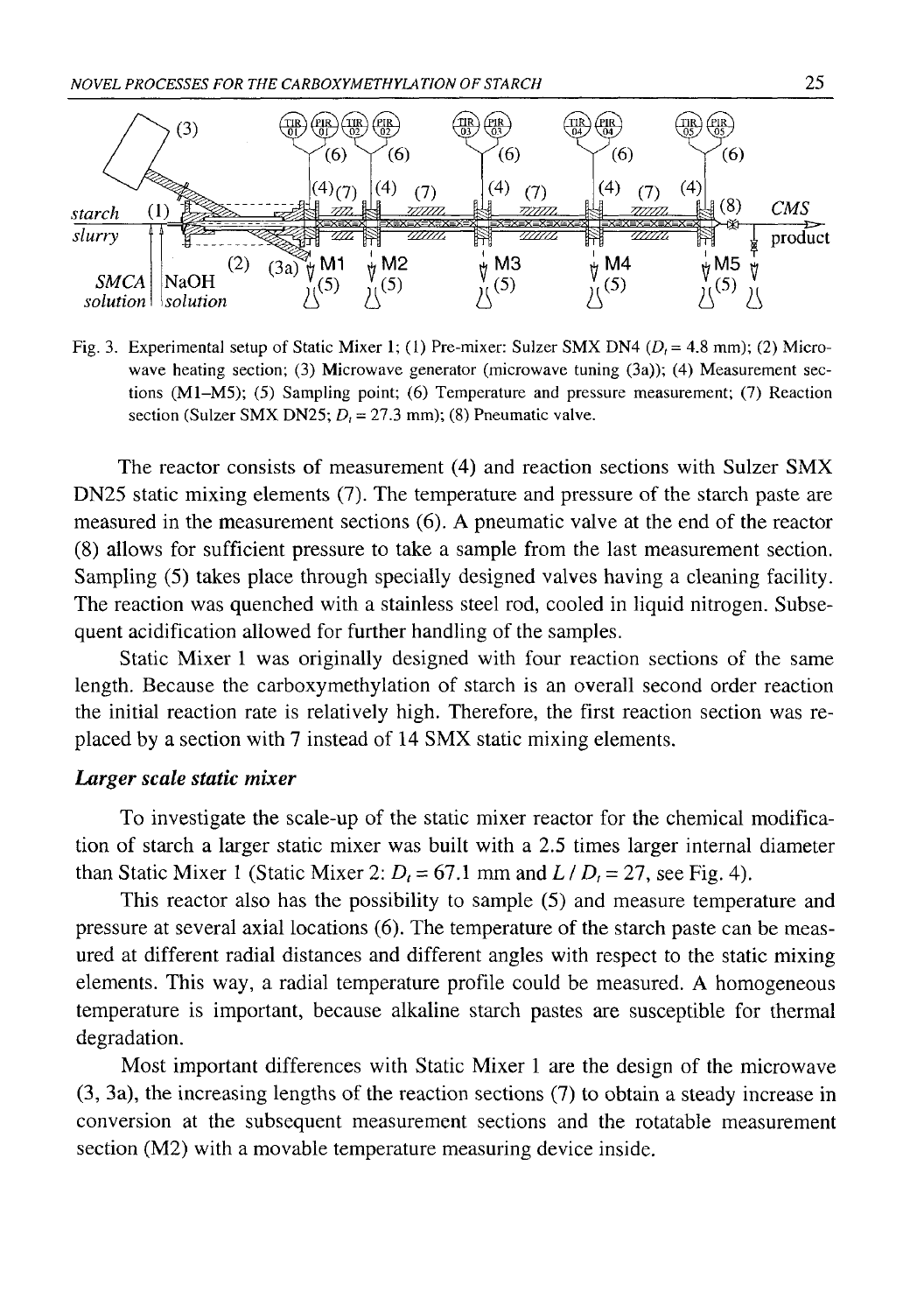Fig. 3. Experimental setup of Static Mixer 1; (1) Pre-mixer: Sulzer SMX DN4 ($D_t$ = 4.8 mm); (2) Microwave heating section; (3) Microwave generator (microwave tuning (3a)); (4) Measurement sections (M1–M5); (5) Sampling point; (6) Temperature and pressure measurement; (7) Reaction section (Sulzer SMX DN25; $D_t$ = 27.3 mm); (8) Pneumatic valve.

The reactor consists of measurement (4) and reaction sections with Sulzer SMX DN25 static mixing elements (7). The temperature and pressure of the starch paste are measured in the measurement sections (6). A pneumatic valve at the end of the reactor (8) allows for sufficient pressure to take a sample from the last measurement section. Sampling (5) takes place through specially designed valves having a cleaning facility. The reaction was quenched with a stainless steel rod, cooled in liquid nitrogen. Subsequent acidification allowed for further handling of the samples.

Static Mixer 1 was originally designed with four reaction sections of the same length. Because the carboxymethylation of starch is an overall second order reaction the initial reaction rate is relatively high. Therefore, the first reaction section was replaced by a section with 7 instead of 14 SMX static mixing elements.

***Larger scale static mixer***

To investigate the scale-up of the static mixer reactor for the chemical modification of starch a larger static mixer was built with a 2.5 times larger internal diameter than Static Mixer 1 (Static Mixer 2: $D_t$ = 67.1 mm and $L / D_t$ = 27, see Fig. 4).

This reactor also has the possibility to sample (5) and measure temperature and pressure at several axial locations (6). The temperature of the starch paste can be measured at different radial distances and different angles with respect to the static mixing elements. This way, a radial temperature profile could be measured. A homogeneous temperature is important, because alkaline starch pastes are susceptible for thermal degradation.

Most important differences with Static Mixer 1 are the design of the microwave (3, 3a), the increasing lengths of the reaction sections (7) to obtain a steady increase in conversion at the subsequent measurement sections and the rotatable measurement section (M2) with a movable temperature measuring device inside.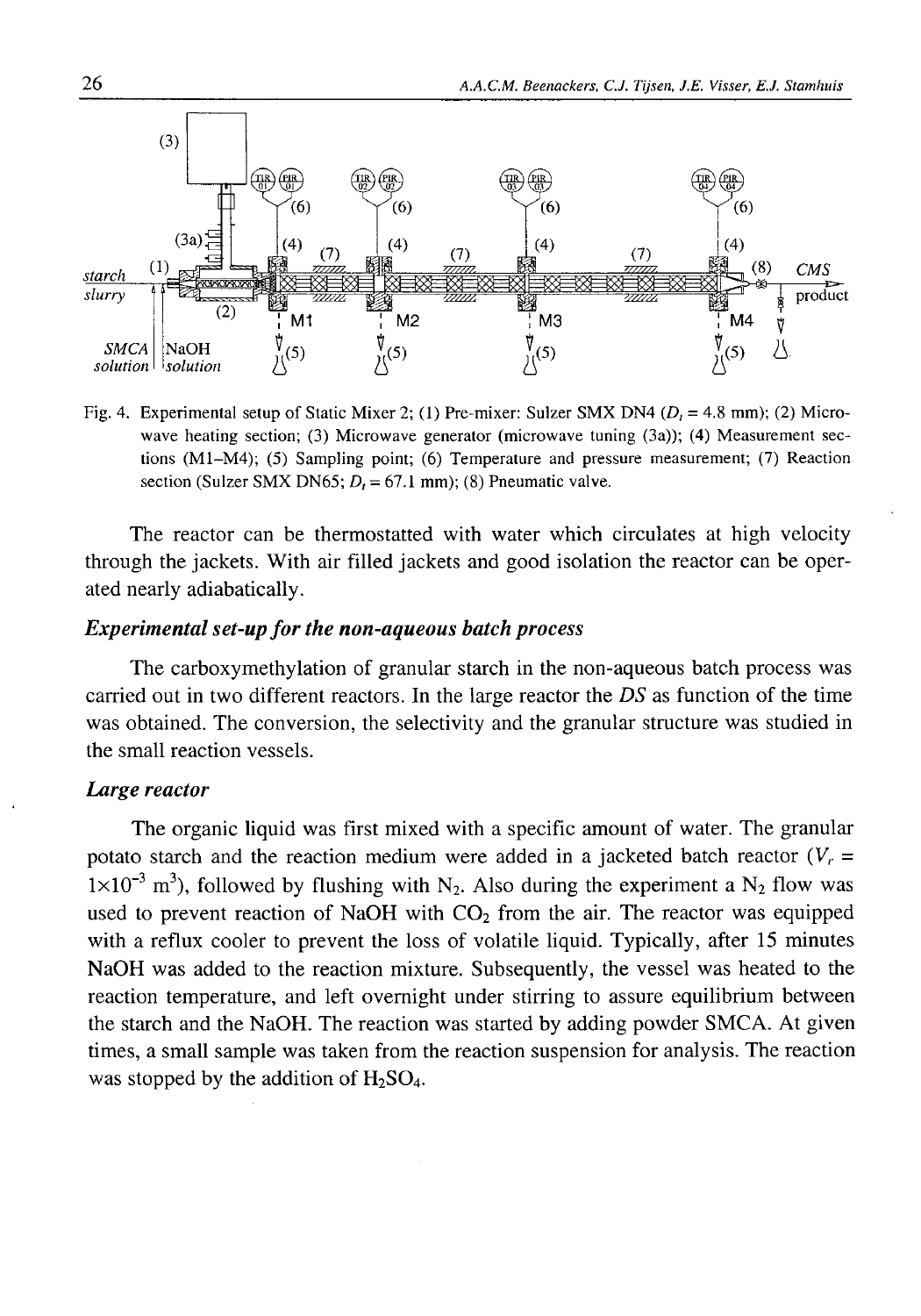Fig. 4. Experimental setup of Static Mixer 2; (1) Pre-mixer: Sulzer SMX DN4 ($D_t$ = 4.8 mm); (2) Microwave heating section; (3) Microwave generator (microwave tuning (3a)); (4) Measurement sections (M1–M4); (5) Sampling point; (6) Temperature and pressure measurement; (7) Reaction section (Sulzer SMX DN65; $D_t$ = 67.1 mm); (8) Pneumatic valve.

The reactor can be thermostatted with water which circulates at high velocity through the jackets. With air filled jackets and good isolation the reactor can be operated nearly adiabatically.

### *Experimental set-up for the non-aqueous batch process*

The carboxymethylation of granular starch in the non-aqueous batch process was carried out in two different reactors. In the large reactor the *DS* as function of the time was obtained. The conversion, the selectivity and the granular structure was studied in the small reaction vessels.

### *Large reactor*

The organic liquid was first mixed with a specific amount of water. The granular potato starch and the reaction medium were added in a jacketed batch reactor ($V_r$ = $1\times10^{-3}$ $m^3$), followed by flushing with $N_2$. Also during the experiment a $N_2$ flow was used to prevent reaction of NaOH with $CO_2$ from the air. The reactor was equipped with a reflux cooler to prevent the loss of volatile liquid. Typically, after 15 minutes NaOH was added to the reaction mixture. Subsequently, the vessel was heated to the reaction temperature, and left overnight under stirring to assure equilibrium between the starch and the NaOH. The reaction was started by adding powder SMCA. At given times, a small sample was taken from the reaction suspension for analysis. The reaction was stopped by the addition of $H_2SO_4$.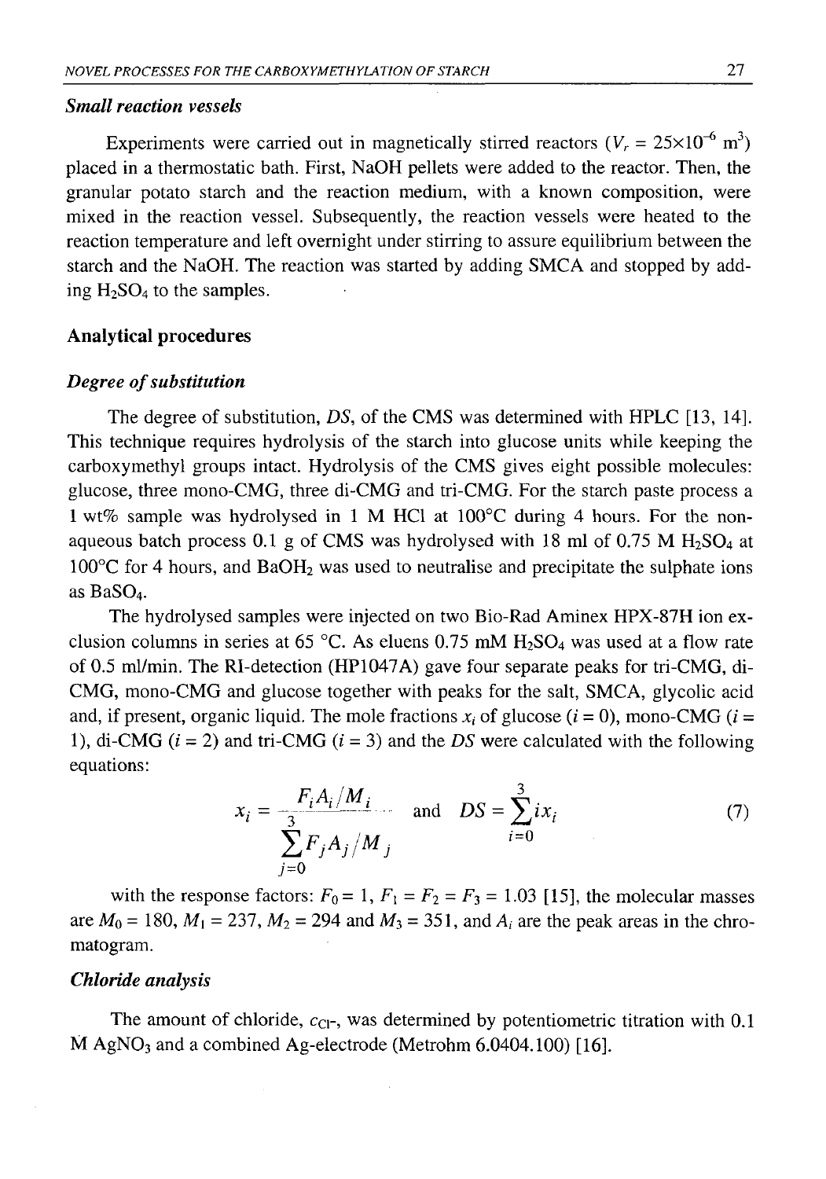### *Small reaction vessels*

Experiments were carried out in magnetically stirred reactors ($V_r = 25\times10^{-6}$ m$^3$) placed in a thermostatic bath. First, NaOH pellets were added to the reactor. Then, the granular potato starch and the reaction medium, with a known composition, were mixed in the reaction vessel. Subsequently, the reaction vessels were heated to the reaction temperature and left overnight under stirring to assure equilibrium between the starch and the NaOH. The reaction was started by adding SMCA and stopped by adding $H_2SO_4$ to the samples.

## Analytical procedures

### *Degree of substitution*

The degree of substitution, *DS*, of the CMS was determined with HPLC [13, 14]. This technique requires hydrolysis of the starch into glucose units while keeping the carboxymethyl groups intact. Hydrolysis of the CMS gives eight possible molecules: glucose, three mono-CMG, three di-CMG and tri-CMG. For the starch paste process a 1 wt% sample was hydrolysed in 1 M HCl at 100°C during 4 hours. For the non-aqueous batch process 0.1 g of CMS was hydrolysed with 18 ml of 0.75 M $H_2SO_4$ at 100°C for 4 hours, and $BaOH_2$ was used to neutralise and precipitate the sulphate ions as $BaSO_4$.

The hydrolysed samples were injected on two Bio-Rad Aminex HPX-87H ion exclusion columns in series at 65 °C. As eluens 0.75 mM $H_2SO_4$ was used at a flow rate of 0.5 ml/min. The RI-detection (HP1047A) gave four separate peaks for tri-CMG, di-CMG, mono-CMG and glucose together with peaks for the salt, SMCA, glycolic acid and, if present, organic liquid. The mole fractions $x_i$ of glucose ($i$ = 0), mono-CMG ($i$ = 1), di-CMG ($i$ = 2) and tri-CMG ($i$ = 3) and the *DS* were calculated with the following equations:

$$x_i = \frac{F_i A_i / M_i}{\sum_{j=0}^{3} F_j A_j / M_j} \quad \text{and} \quad DS = \sum_{i=0}^{3} i x_i \tag{7}$$

with the response factors: $F_0 = 1$, $F_1 = F_2 = F_3 = 1.03$ [15], the molecular masses are $M_0 = 180$, $M_1 = 237$, $M_2 = 294$ and $M_3 = 351$, and $A_i$ are the peak areas in the chromatogram.

### *Chloride analysis*

The amount of chloride, $c_{Cl^-}$, was determined by potentiometric titration with 0.1 M $AgNO_3$ and a combined Ag-electrode (Metrohm 6.0404.100) [16].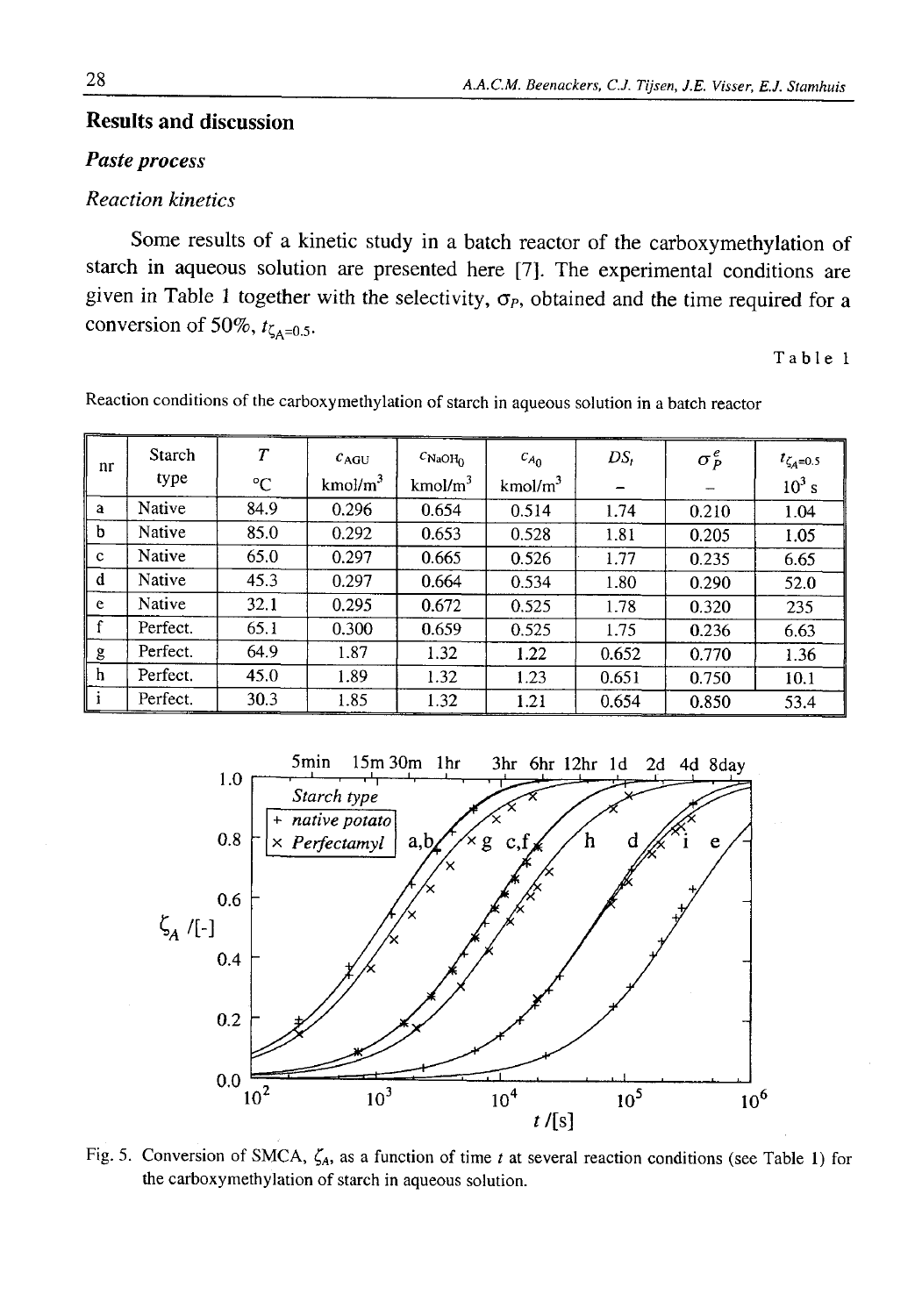## Results and discussion

### *Paste process*

#### *Reaction kinetics*

Some results of a kinetic study in a batch reactor of the carboxymethylation of starch in aqueous solution are presented here [7]. The experimental conditions are given in Table 1 together with the selectivity, $\sigma_P$, obtained and the time required for a conversion of 50%, $t_{\zeta_A=0.5}$.

Table 1

Reaction conditions of the carboxymethylation of starch in aqueous solution in a batch reactor

| nr | Starch type | $T$ °C | $c_{AGU}$ kmol/m$^3$ | $c_{NaOH_0}$ kmol/m$^3$ | $c_{A_0}$ kmol/m$^3$ | $DS_t$ – | $\sigma_P^e$ – | $t_{\zeta_A=0.5}$ $10^3$ s |
|---|---|---|---|---|---|---|---|---|
| a | Native | 84.9 | 0.296 | 0.654 | 0.514 | 1.74 | 0.210 | 1.04 |
| b | Native | 85.0 | 0.292 | 0.653 | 0.528 | 1.81 | 0.205 | 1.05 |
| c | Native | 65.0 | 0.297 | 0.665 | 0.526 | 1.77 | 0.235 | 6.65 |
| d | Native | 45.3 | 0.297 | 0.664 | 0.534 | 1.80 | 0.290 | 52.0 |
| e | Native | 32.1 | 0.295 | 0.672 | 0.525 | 1.78 | 0.320 | 235 |
| f | Perfect. | 65.1 | 0.300 | 0.659 | 0.525 | 1.75 | 0.236 | 6.63 |
| g | Perfect. | 64.9 | 1.87 | 1.32 | 1.22 | 0.652 | 0.770 | 1.36 |
| h | Perfect. | 45.0 | 1.89 | 1.32 | 1.23 | 0.651 | 0.750 | 10.1 |
| i | Perfect. | 30.3 | 1.85 | 1.32 | 1.21 | 0.654 | 0.850 | 53.4 |

Fig. 5. Conversion of SMCA, $\zeta_A$, as a function of time $t$ at several reaction conditions (see Table 1) for the carboxymethylation of starch in aqueous solution.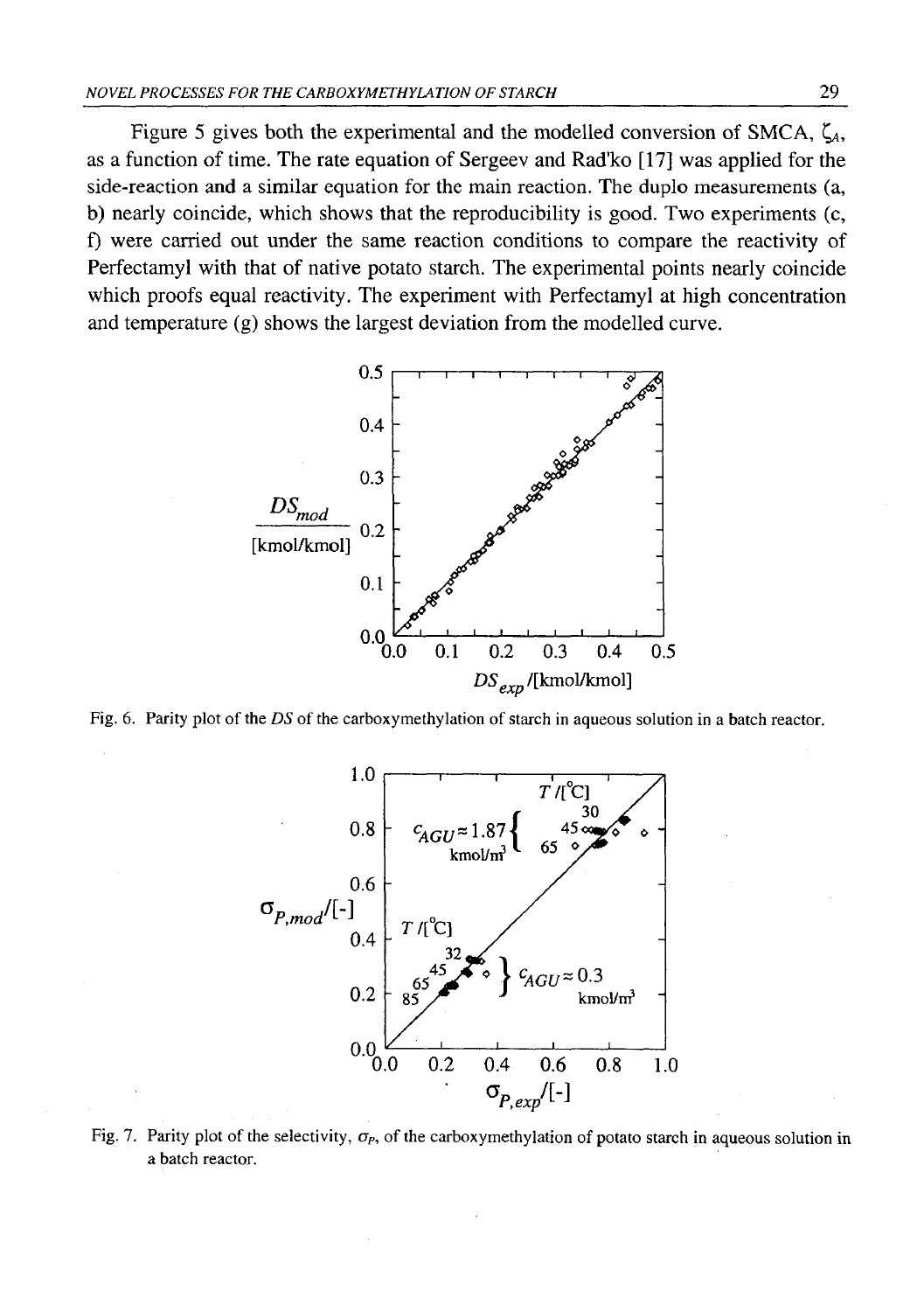Figure 5 gives both the experimental and the modelled conversion of SMCA, $\zeta_A$, as a function of time. The rate equation of Sergeev and Rad'ko [17] was applied for the side-reaction and a similar equation for the main reaction. The duplo measurements (a, b) nearly coincide, which shows that the reproducibility is good. Two experiments (c, f) were carried out under the same reaction conditions to compare the reactivity of Perfectamyl with that of native potato starch. The experimental points nearly coincide which proofs equal reactivity. The experiment with Perfectamyl at high concentration and temperature (g) shows the largest deviation from the modelled curve.

Fig. 6. Parity plot of the *DS* of the carboxymethylation of starch in aqueous solution in a batch reactor.

Fig. 7. Parity plot of the selectivity, $\sigma_P$, of the carboxymethylation of potato starch in aqueous solution in a batch reactor.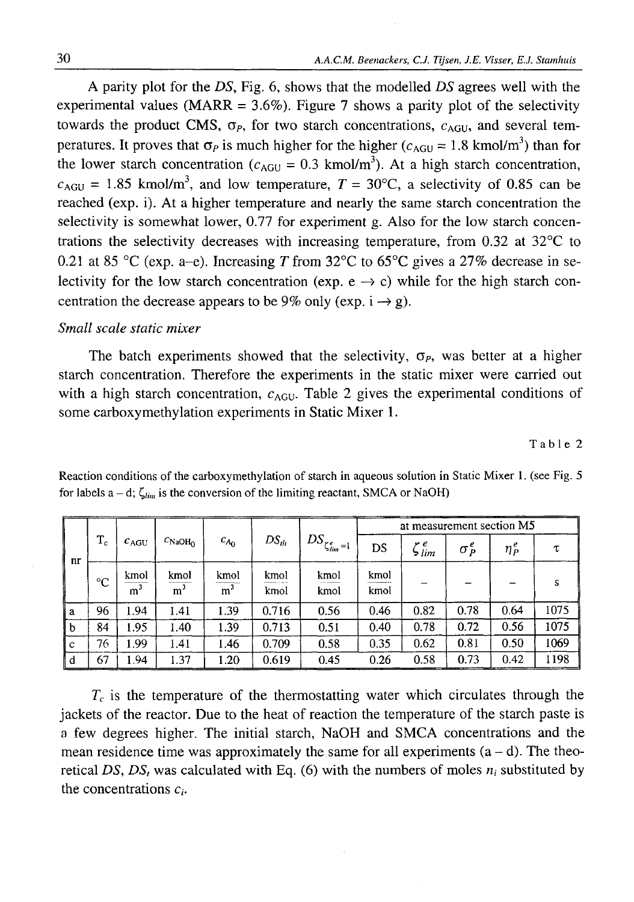A parity plot for the *DS*, Fig. 6, shows that the modelled *DS* agrees well with the experimental values (MARR = 3.6%). Figure 7 shows a parity plot of the selectivity towards the product CMS, $\sigma_P$, for two starch concentrations, $c_{AGU}$, and several temperatures. It proves that $\sigma_P$ is much higher for the higher ($c_{AGU}$ = 1.8 kmol/m$^3$) than for the lower starch concentration ($c_{AGU}$ = 0.3 kmol/m$^3$). At a high starch concentration, $c_{AGU}$ = 1.85 kmol/m$^3$, and low temperature, $T$ = 30°C, a selectivity of 0.85 can be reached (exp. i). At a higher temperature and nearly the same starch concentration the selectivity is somewhat lower, 0.77 for experiment g. Also for the low starch concentrations the selectivity decreases with increasing temperature, from 0.32 at 32°C to 0.21 at 85 °C (exp. a–e). Increasing $T$ from 32°C to 65°C gives a 27% decrease in selectivity for the low starch concentration (exp. e → c) while for the high starch concentration the decrease appears to be 9% only (exp. i → g).

*Small scale static mixer*

The batch experiments showed that the selectivity, $\sigma_P$, was better at a higher starch concentration. Therefore the experiments in the static mixer were carried out with a high starch concentration, $c_{AGU}$. Table 2 gives the experimental conditions of some carboxymethylation experiments in Static Mixer 1.

Table 2

Reaction conditions of the carboxymethylation of starch in aqueous solution in Static Mixer 1. (see Fig. 5 for labels a – d; $\zeta_{lim}$ is the conversion of the limiting reactant, SMCA or NaOH)

| nr | $T_c$ | $c_{AGU}$ | $c_{NaOH_0}$ | $c_{A_0}$ | $DS_{th}$ | $DS_{\zeta^e_{lim}=1}$ | at measurement section M5 | | | | |
|---|---|---|---|---|---|---|---|---|---|---|---|
| | | | | | | | DS | $\zeta^e_{lim}$ | $\sigma^e_P$ | $\eta^e_P$ | $\tau$ |
| | °C | kmol/m$^3$ | kmol/m$^3$ | kmol/m$^3$ | kmol/kmol | kmol/kmol | kmol/kmol | – | – | – | s |
| a | 96 | 1.94 | 1.41 | 1.39 | 0.716 | 0.56 | 0.46 | 0.82 | 0.78 | 0.64 | 1075 |
| b | 84 | 1.95 | 1.40 | 1.39 | 0.713 | 0.51 | 0.40 | 0.78 | 0.72 | 0.56 | 1075 |
| c | 76 | 1.99 | 1.41 | 1.46 | 0.709 | 0.58 | 0.35 | 0.62 | 0.81 | 0.50 | 1069 |
| d | 67 | 1.94 | 1.37 | 1.20 | 0.619 | 0.45 | 0.26 | 0.58 | 0.73 | 0.42 | 1198 |

$T_c$ is the temperature of the thermostatting water which circulates through the jackets of the reactor. Due to the heat of reaction the temperature of the starch paste is a few degrees higher. The initial starch, NaOH and SMCA concentrations and the mean residence time was approximately the same for all experiments (a – d). The theoretical *DS*, $DS_t$ was calculated with Eq. (6) with the numbers of moles $n_i$ substituted by the concentrations $c_i$.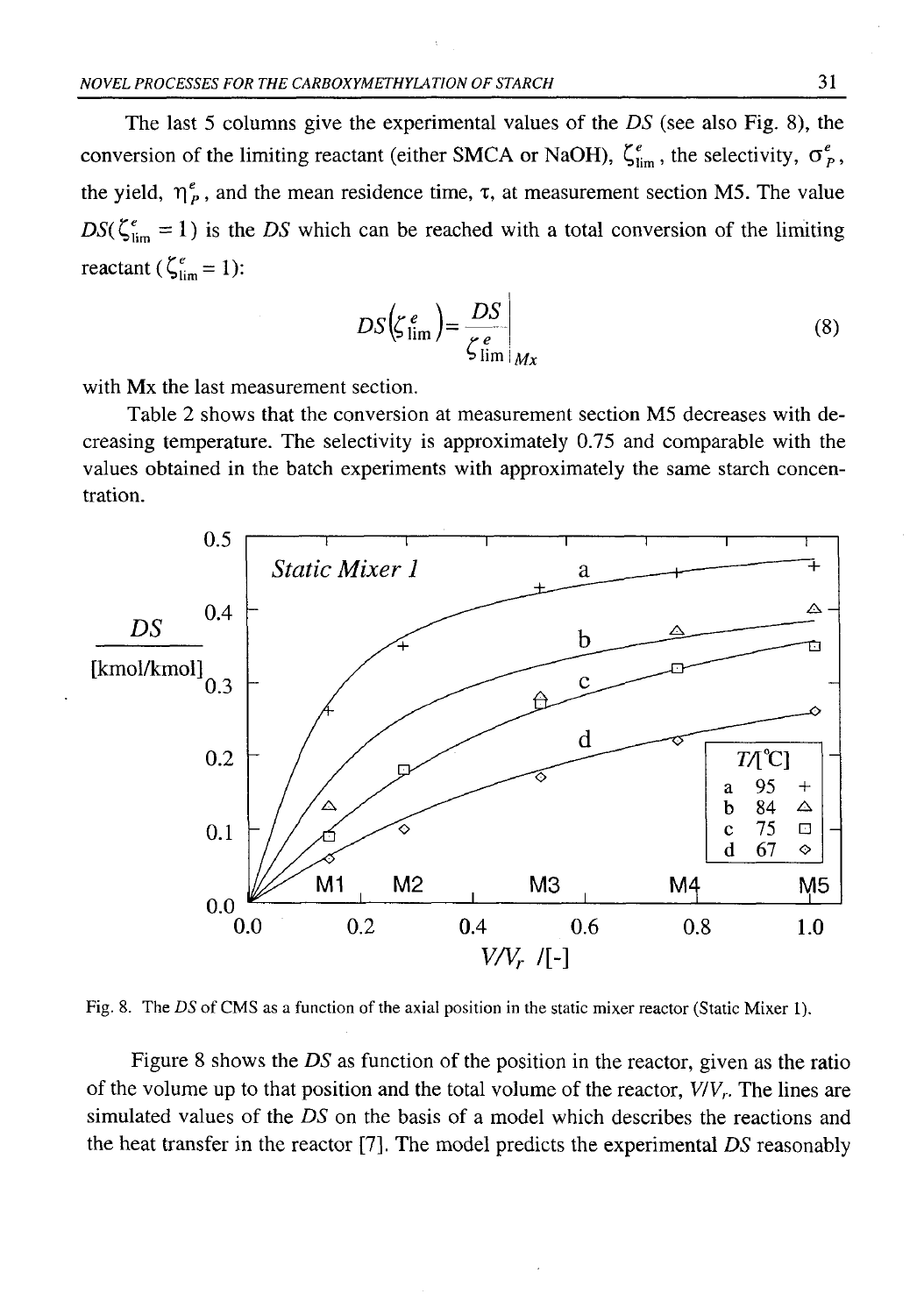The last 5 columns give the experimental values of the *DS* (see also Fig. 8), the conversion of the limiting reactant (either SMCA or NaOH), $\zeta^e_{\lim}$, the selectivity, $\sigma^e_P$, the yield, $\eta^e_P$, and the mean residence time, $\tau$, at measurement section M5. The value $DS(\zeta^e_{\lim} = 1)$ is the *DS* which can be reached with a total conversion of the limiting reactant ($\zeta^e_{\lim} = 1$):

$$DS\left(\zeta^e_{\lim}\right) = \left.\frac{DS}{\zeta^e_{\lim}}\right|_{Mx} \tag{8}$$

with Mx the last measurement section.

Table 2 shows that the conversion at measurement section M5 decreases with decreasing temperature. The selectivity is approximately 0.75 and comparable with the values obtained in the batch experiments with approximately the same starch concentration.

Fig. 8. The *DS* of CMS as a function of the axial position in the static mixer reactor (Static Mixer 1).

Figure 8 shows the *DS* as function of the position in the reactor, given as the ratio of the volume up to that position and the total volume of the reactor, $V/V_r$. The lines are simulated values of the *DS* on the basis of a model which describes the reactions and the heat transfer in the reactor [7]. The model predicts the experimental *DS* reasonably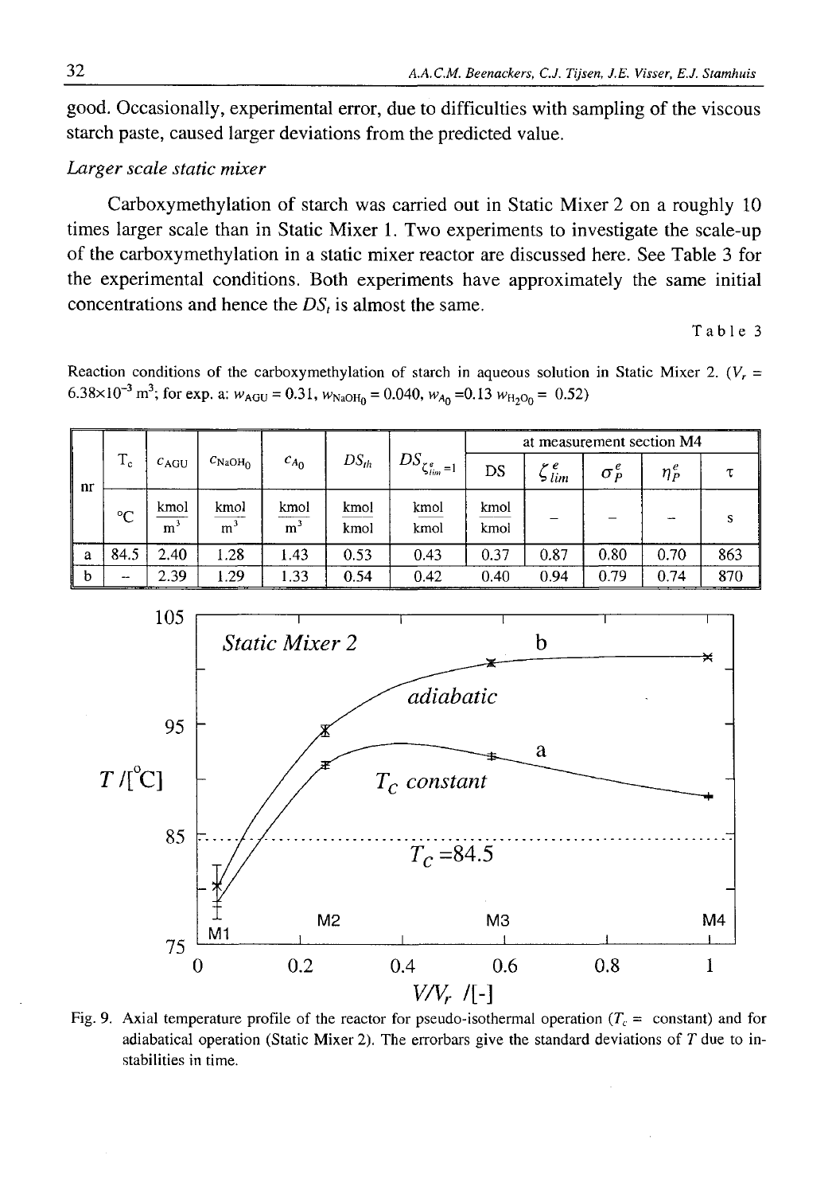good. Occasionally, experimental error, due to difficulties with sampling of the viscous starch paste, caused larger deviations from the predicted value.

*Larger scale static mixer*

Carboxymethylation of starch was carried out in Static Mixer 2 on a roughly 10 times larger scale than in Static Mixer 1. Two experiments to investigate the scale-up of the carboxymethylation in a static mixer reactor are discussed here. See Table 3 for the experimental conditions. Both experiments have approximately the same initial concentrations and hence the $DS_t$ is almost the same.

Table 3

Reaction conditions of the carboxymethylation of starch in aqueous solution in Static Mixer 2. ($V_r$ = $6.38\times10^{-3}$ m$^3$; for exp. a: $w_{AGU} = 0.31$, $w_{NaOH_0} = 0.040$, $w_{A_0} = 0.13$ $w_{H_2O_0} = 0.52$)

| nr | $T_c$ | $c_{AGU}$ | $c_{NaOH_0}$ | $c_{A_0}$ | $DS_{th}$ | $DS_{\zeta^e_{lim}=1}$ | at measurement section M4 | | | | |
|---|---|---|---|---|---|---|---|---|---|---|---|
| | | | | | | | $DS$ | $\zeta^e_{lim}$ | $\sigma^e_P$ | $\eta^e_P$ | $\tau$ |
| | °C | $\frac{kmol}{m^3}$ | $\frac{kmol}{m^3}$ | $\frac{kmol}{m^3}$ | $\frac{kmol}{kmol}$ | $\frac{kmol}{kmol}$ | $\frac{kmol}{kmol}$ | – | – | – | s |
| a | 84.5 | 2.40 | 1.28 | 1.43 | 0.53 | 0.43 | 0.37 | 0.87 | 0.80 | 0.70 | 863 |
| b | – | 2.39 | 1.29 | 1.33 | 0.54 | 0.42 | 0.40 | 0.94 | 0.79 | 0.74 | 870 |

Fig. 9. Axial temperature profile of the reactor for pseudo-isothermal operation ($T_c$ = constant) and for adiabatical operation (Static Mixer 2). The errorbars give the standard deviations of $T$ due to instabilities in time.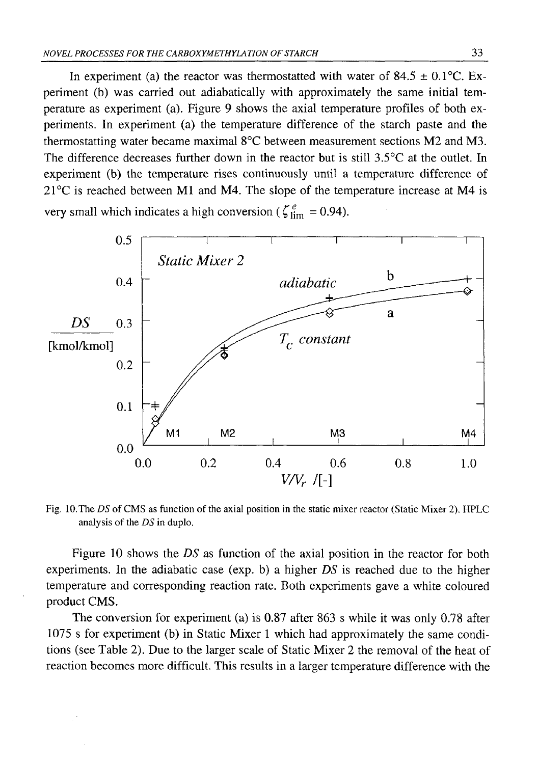In experiment (a) the reactor was thermostatted with water of 84.5 ± 0.1°C. Experiment (b) was carried out adiabatically with approximately the same initial temperature as experiment (a). Figure 9 shows the axial temperature profiles of both experiments. In experiment (a) the temperature difference of the starch paste and the thermostatting water became maximal 8°C between measurement sections M2 and M3. The difference decreases further down in the reactor but is still 3.5°C at the outlet. In experiment (b) the temperature rises continuously until a temperature difference of 21°C is reached between M1 and M4. The slope of the temperature increase at M4 is very small which indicates a high conversion ($\zeta_{\lim}^{e}$ = 0.94).

Fig. 10. The *DS* of CMS as function of the axial position in the static mixer reactor (Static Mixer 2). HPLC analysis of the *DS* in duplo.

Figure 10 shows the *DS* as function of the axial position in the reactor for both experiments. In the adiabatic case (exp. b) a higher *DS* is reached due to the higher temperature and corresponding reaction rate. Both experiments gave a white coloured product CMS.

The conversion for experiment (a) is 0.87 after 863 s while it was only 0.78 after 1075 s for experiment (b) in Static Mixer 1 which had approximately the same conditions (see Table 2). Due to the larger scale of Static Mixer 2 the removal of the heat of reaction becomes more difficult. This results in a larger temperature difference with the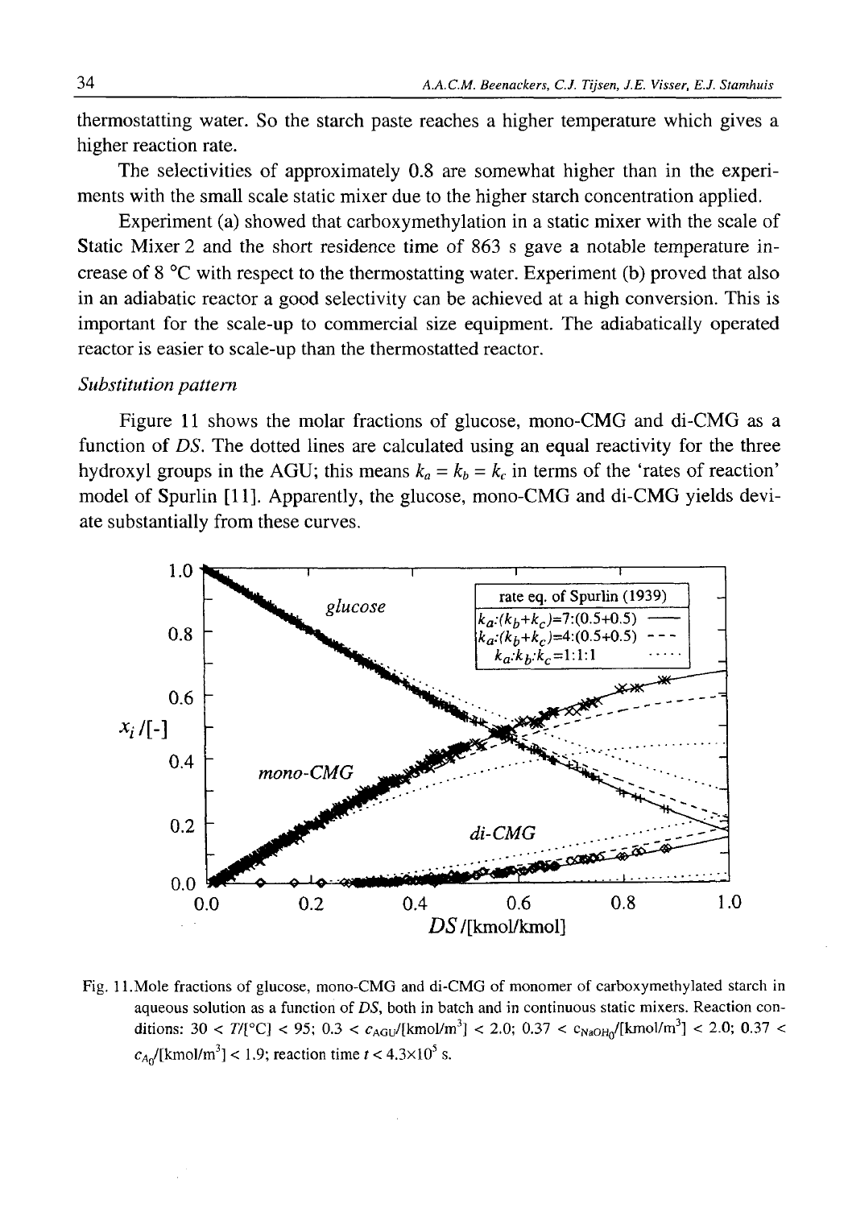thermostatting water. So the starch paste reaches a higher temperature which gives a higher reaction rate.

The selectivities of approximately 0.8 are somewhat higher than in the experiments with the small scale static mixer due to the higher starch concentration applied.

Experiment (a) showed that carboxymethylation in a static mixer with the scale of Static Mixer 2 and the short residence time of 863 s gave a notable temperature increase of 8 °C with respect to the thermostatting water. Experiment (b) proved that also in an adiabatic reactor a good selectivity can be achieved at a high conversion. This is important for the scale-up to commercial size equipment. The adiabatically operated reactor is easier to scale-up than the thermostatted reactor.

*Substitution pattern*

Figure 11 shows the molar fractions of glucose, mono-CMG and di-CMG as a function of *DS*. The dotted lines are calculated using an equal reactivity for the three hydroxyl groups in the AGU; this means $k_a = k_b = k_c$ in terms of the 'rates of reaction' model of Spurlin [11]. Apparently, the glucose, mono-CMG and di-CMG yields deviate substantially from these curves.

Fig. 11. Mole fractions of glucose, mono-CMG and di-CMG of monomer of carboxymethylated starch in aqueous solution as a function of *DS*, both in batch and in continuous static mixers. Reaction conditions: $30 < T/[°C] < 95$; $0.3 < c_{AGU}/[\text{kmol/m}^3] < 2.0$; $0.37 < c_{NaOH_0}/[\text{kmol/m}^3] < 2.0$; $0.37 < c_{A_0}/[\text{kmol/m}^3] < 1.9$; reaction time $t < 4.3 \times 10^5$ s.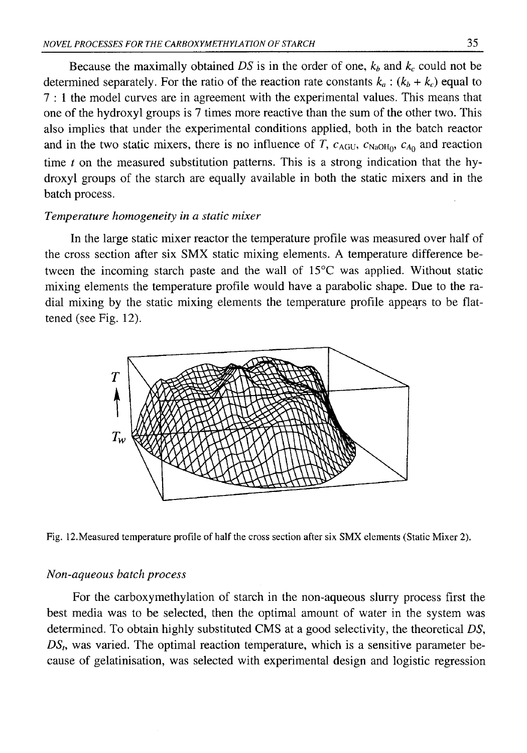Because the maximally obtained *DS* is in the order of one, $k_b$ and $k_c$ could not be determined separately. For the ratio of the reaction rate constants $k_a : (k_b + k_c)$ equal to 7 : 1 the model curves are in agreement with the experimental values. This means that one of the hydroxyl groups is 7 times more reactive than the sum of the other two. This also implies that under the experimental conditions applied, both in the batch reactor and in the two static mixers, there is no influence of $T$, $c_{AGU}$, $c_{NaOH_0}$, $c_{A_0}$ and reaction time $t$ on the measured substitution patterns. This is a strong indication that the hydroxyl groups of the starch are equally available in both the static mixers and in the batch process.

*Temperature homogeneity in a static mixer*

In the large static mixer reactor the temperature profile was measured over half of the cross section after six SMX static mixing elements. A temperature difference between the incoming starch paste and the wall of 15°C was applied. Without static mixing elements the temperature profile would have a parabolic shape. Due to the radial mixing by the static mixing elements the temperature profile appears to be flattened (see Fig. 12).

Fig. 12. Measured temperature profile of half the cross section after six SMX elements (Static Mixer 2).

*Non-aqueous batch process*

For the carboxymethylation of starch in the non-aqueous slurry process first the best media was to be selected, then the optimal amount of water in the system was determined. To obtain highly substituted CMS at a good selectivity, the theoretical *DS*, $DS_t$, was varied. The optimal reaction temperature, which is a sensitive parameter because of gelatinisation, was selected with experimental design and logistic regression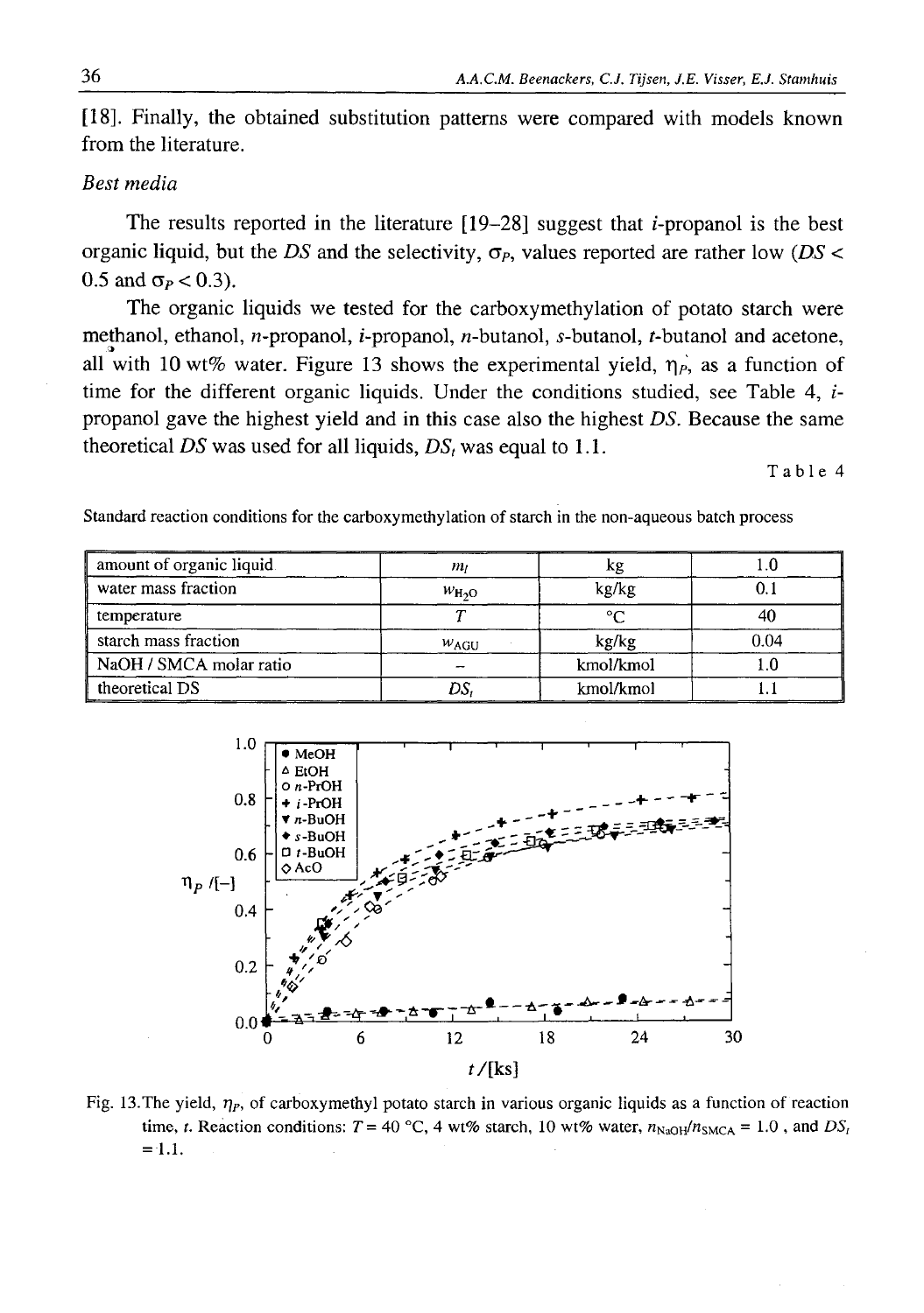[18]. Finally, the obtained substitution patterns were compared with models known from the literature.

*Best media*

The results reported in the literature [19–28] suggest that *i*-propanol is the best organic liquid, but the *DS* and the selectivity, $\sigma_P$, values reported are rather low ($DS <$ 0.5 and $\sigma_P < 0.3$).

The organic liquids we tested for the carboxymethylation of potato starch were methanol, ethanol, *n*-propanol, *i*-propanol, *n*-butanol, *s*-butanol, *t*-butanol and acetone, all with 10 wt% water. Figure 13 shows the experimental yield, $\eta_P$, as a function of time for the different organic liquids. Under the conditions studied, see Table 4, *i*-propanol gave the highest yield and in this case also the highest *DS*. Because the same theoretical *DS* was used for all liquids, $DS_t$ was equal to 1.1.

Table 4

Standard reaction conditions for the carboxymethylation of starch in the non-aqueous batch process

| | | | |
|---|---|---|---|
| amount of organic liquid | $m_l$ | kg | 1.0 |
| water mass fraction | $w_{H_2O}$ | kg/kg | 0.1 |
| temperature | $T$ | °C | 40 |
| starch mass fraction | $w_{AGU}$ | kg/kg | 0.04 |
| NaOH / SMCA molar ratio | – | kmol/kmol | 1.0 |
| theoretical DS | $DS_t$ | kmol/kmol | 1.1 |

Fig. 13. The yield, $\eta_P$, of carboxymethyl potato starch in various organic liquids as a function of reaction time, *t*. Reaction conditions: $T$ = 40 °C, 4 wt% starch, 10 wt% water, $n_{NaOH}/n_{SMCA}$ = 1.0 , and $DS_t$ = 1.1.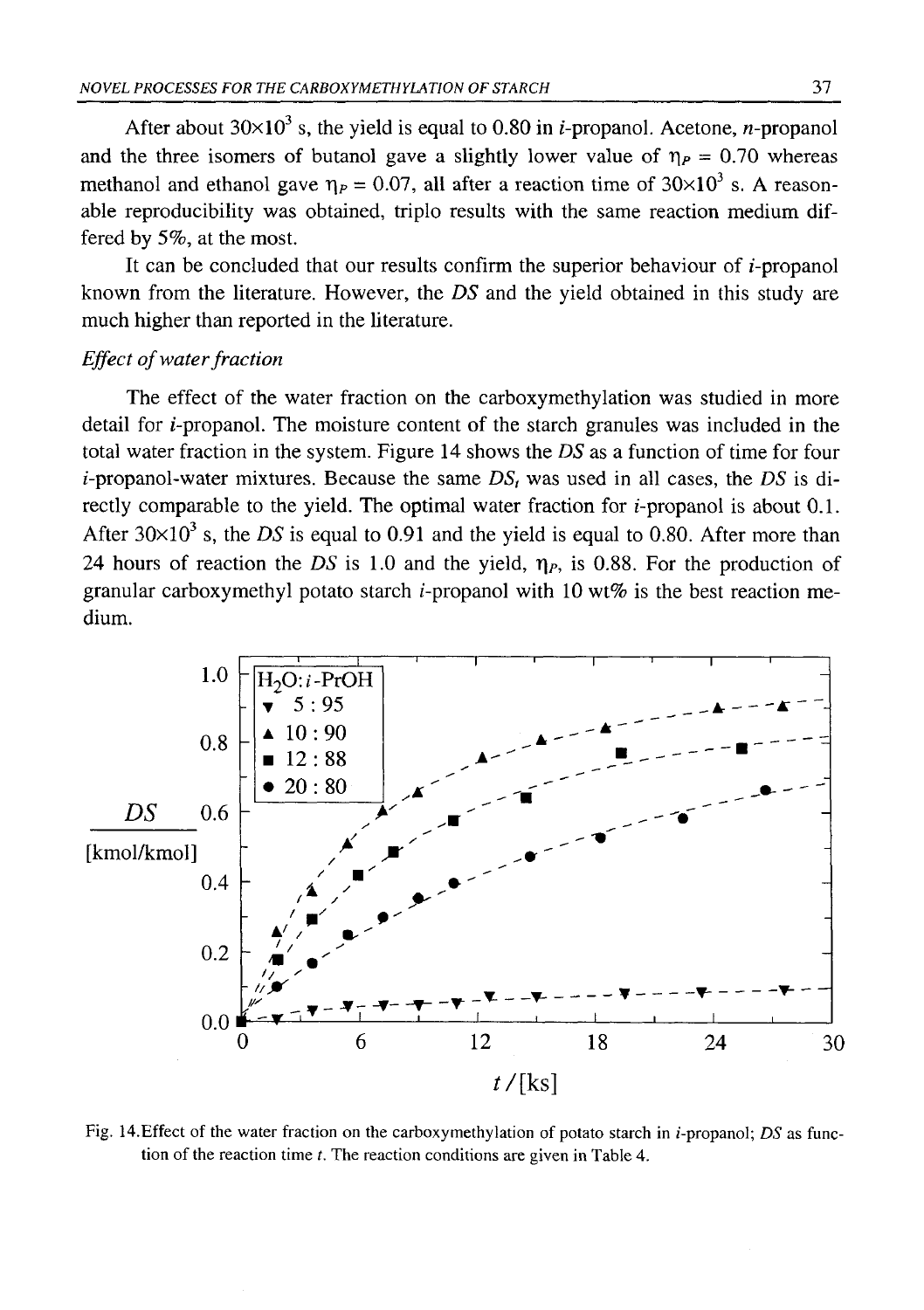After about $30\times10^3$ s, the yield is equal to 0.80 in *i*-propanol. Acetone, *n*-propanol and the three isomers of butanol gave a slightly lower value of $\eta_P = 0.70$ whereas methanol and ethanol gave $\eta_P = 0.07$, all after a reaction time of $30\times10^3$ s. A reasonable reproducibility was obtained, triplo results with the same reaction medium differed by 5%, at the most.

It can be concluded that our results confirm the superior behaviour of *i*-propanol known from the literature. However, the *DS* and the yield obtained in this study are much higher than reported in the literature.

*Effect of water fraction*

The effect of the water fraction on the carboxymethylation was studied in more detail for *i*-propanol. The moisture content of the starch granules was included in the total water fraction in the system. Figure 14 shows the *DS* as a function of time for four *i*-propanol-water mixtures. Because the same $DS_t$ was used in all cases, the *DS* is directly comparable to the yield. The optimal water fraction for *i*-propanol is about 0.1. After $30\times10^3$ s, the *DS* is equal to 0.91 and the yield is equal to 0.80. After more than 24 hours of reaction the *DS* is 1.0 and the yield, $\eta_P$, is 0.88. For the production of granular carboxymethyl potato starch *i*-propanol with 10 wt% is the best reaction medium.

Fig. 14. Effect of the water fraction on the carboxymethylation of potato starch in *i*-propanol; *DS* as function of the reaction time *t*. The reaction conditions are given in Table 4.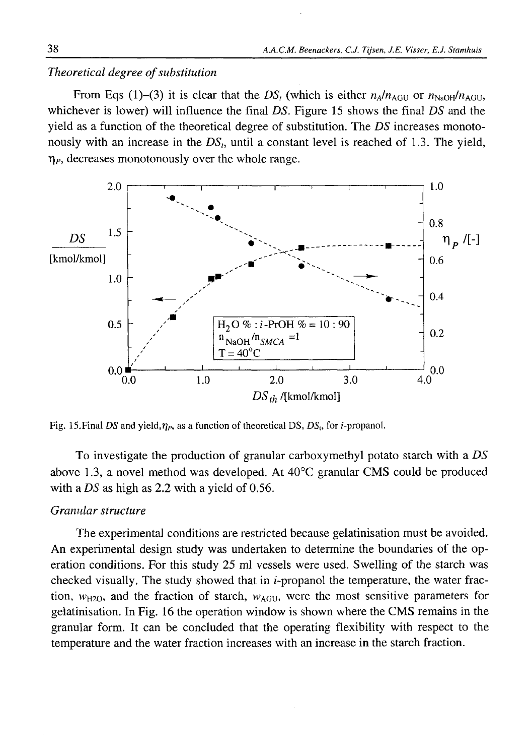*Theoretical degree of substitution*

From Eqs (1)–(3) it is clear that the $DS_t$ (which is either $n_A/n_{AGU}$ or $n_{NaOH}/n_{AGU}$, whichever is lower) will influence the final $DS$. Figure 15 shows the final $DS$ and the yield as a function of the theoretical degree of substitution. The $DS$ increases monotonously with an increase in the $DS_t$, until a constant level is reached of 1.3. The yield, $\eta_P$, decreases monotonously over the whole range.

Fig. 15. Final $DS$ and yield, $\eta_P$, as a function of theoretical DS, $DS_t$, for *i*-propanol.

To investigate the production of granular carboxymethyl potato starch with a $DS$ above 1.3, a novel method was developed. At 40°C granular CMS could be produced with a $DS$ as high as 2.2 with a yield of 0.56.

*Granular structure*

The experimental conditions are restricted because gelatinisation must be avoided. An experimental design study was undertaken to determine the boundaries of the operation conditions. For this study 25 ml vessels were used. Swelling of the starch was checked visually. The study showed that in *i*-propanol the temperature, the water fraction, $w_{H2O}$, and the fraction of starch, $w_{AGU}$, were the most sensitive parameters for gelatinisation. In Fig. 16 the operation window is shown where the CMS remains in the granular form. It can be concluded that the operating flexibility with respect to the temperature and the water fraction increases with an increase in the starch fraction.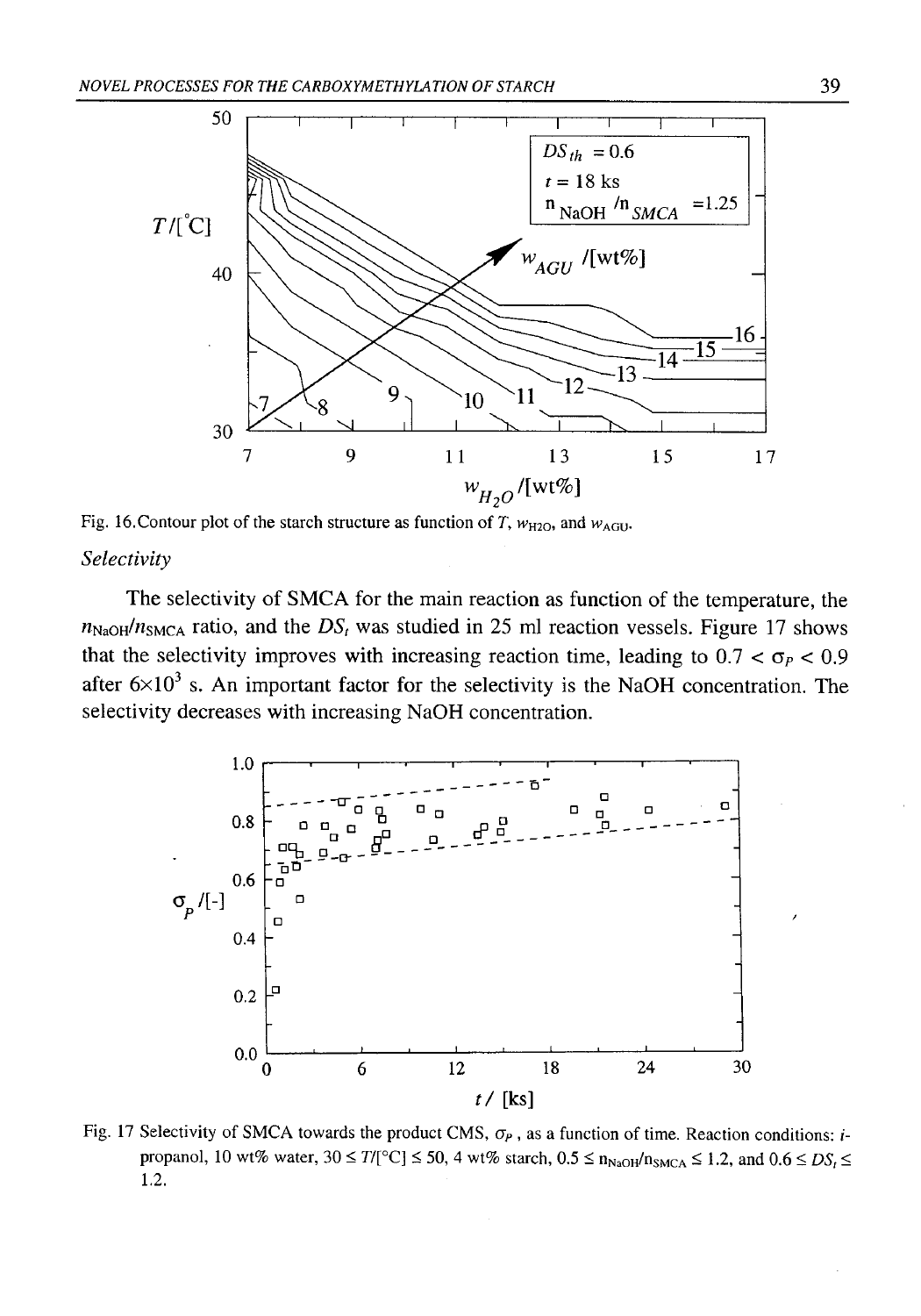Fig. 16. Contour plot of the starch structure as function of $T$, $w_{H2O}$, and $w_{AGU}$.

*Selectivity*

The selectivity of SMCA for the main reaction as function of the temperature, the $n_{NaOH}/n_{SMCA}$ ratio, and the $DS_t$ was studied in 25 ml reaction vessels. Figure 17 shows that the selectivity improves with increasing reaction time, leading to $0.7 < \sigma_P < 0.9$ after $6\times10^3$ s. An important factor for the selectivity is the NaOH concentration. The selectivity decreases with increasing NaOH concentration.

Fig. 17 Selectivity of SMCA towards the product CMS, $\sigma_P$, as a function of time. Reaction conditions: *i*-propanol, 10 wt% water, $30 \leq T/[°C] \leq 50$, 4 wt% starch, $0.5 \leq n_{NaOH}/n_{SMCA} \leq 1.2$, and $0.6 \leq DS_t \leq 1.2$.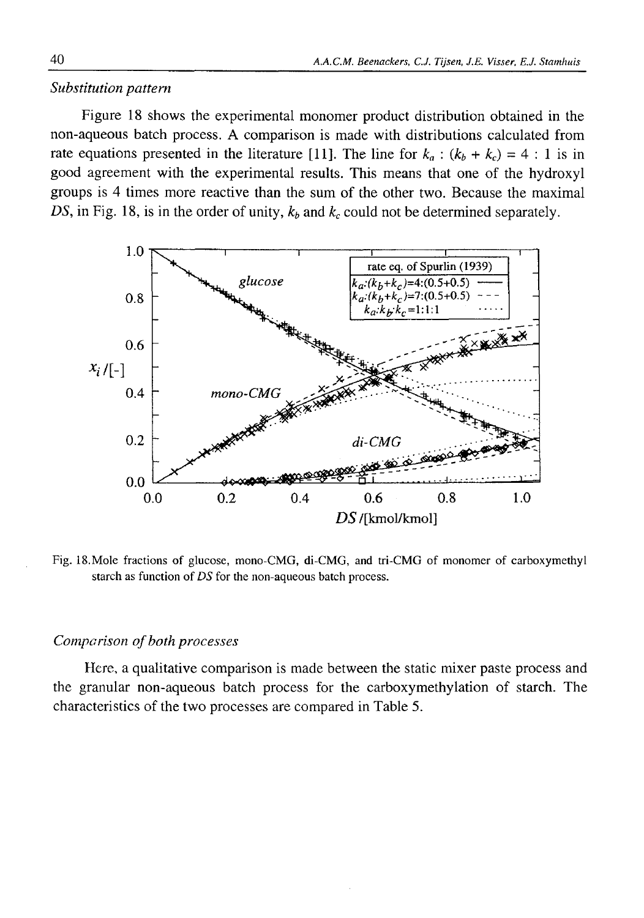*Substitution pattern*

Figure 18 shows the experimental monomer product distribution obtained in the non-aqueous batch process. A comparison is made with distributions calculated from rate equations presented in the literature [11]. The line for $k_a$ : ($k_b$ + $k_c$) = 4 : 1 is in good agreement with the experimental results. This means that one of the hydroxyl groups is 4 times more reactive than the sum of the other two. Because the maximal *DS*, in Fig. 18, is in the order of unity, $k_b$ and $k_c$ could not be determined separately.

Fig. 18. Mole fractions of glucose, mono-CMG, di-CMG, and tri-CMG of monomer of carboxymethyl starch as function of *DS* for the non-aqueous batch process.

*Comparison of both processes*

Here, a qualitative comparison is made between the static mixer paste process and the granular non-aqueous batch process for the carboxymethylation of starch. The characteristics of the two processes are compared in Table 5.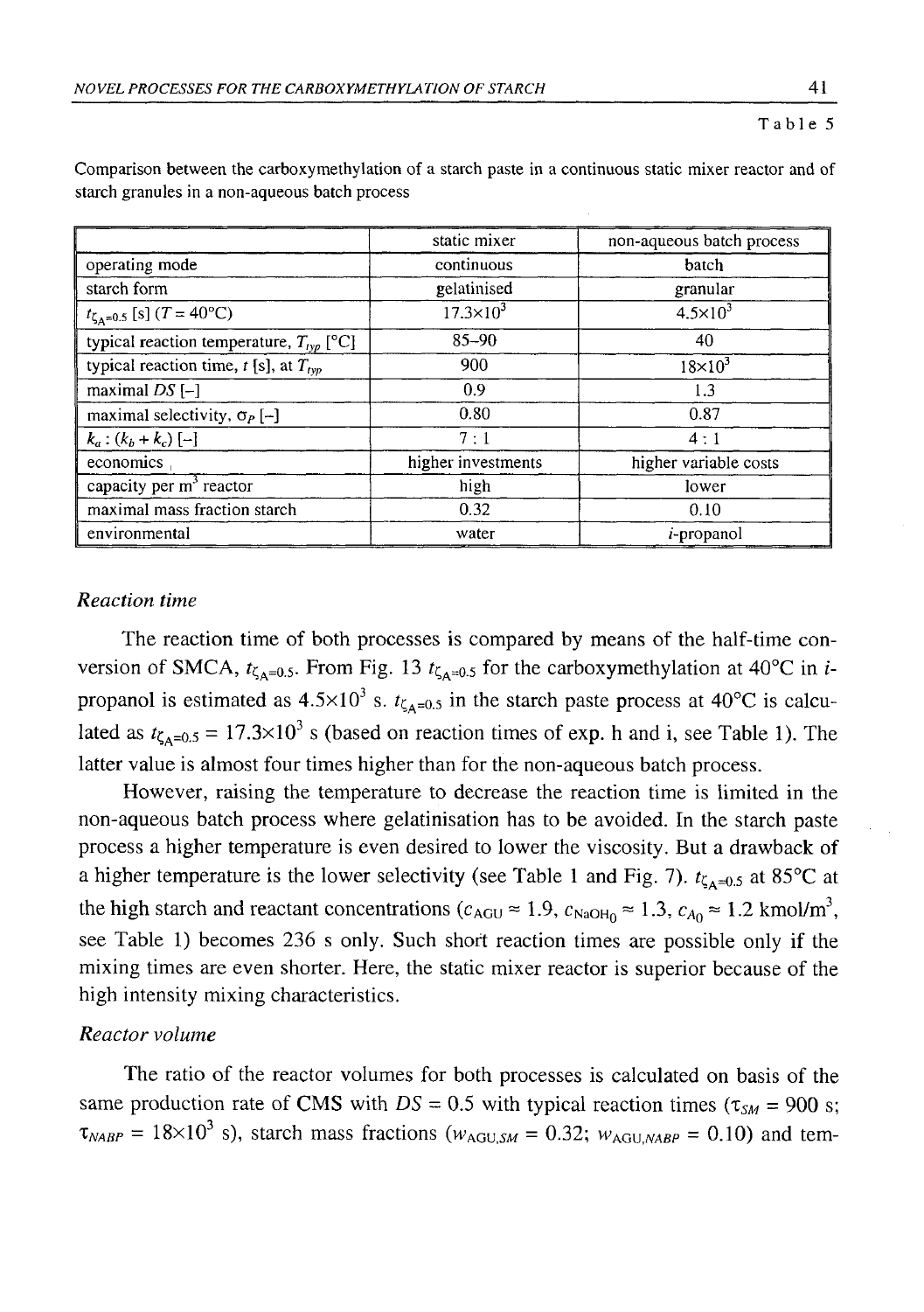Table 5

Comparison between the carboxymethylation of a starch paste in a continuous static mixer reactor and of starch granules in a non-aqueous batch process

| | static mixer | non-aqueous batch process |
|---|---|---|
| operating mode | continuous | batch |
| starch form | gelatinised | granular |
| $t_{\zeta_A=0.5}$ [s] ($T$ = 40°C) | $17.3\times10^3$ | $4.5\times10^3$ |
| typical reaction temperature, $T_{typ}$ [°C] | 85–90 | 40 |
| typical reaction time, $t$ [s], at $T_{typ}$ | 900 | $18\times10^3$ |
| maximal $DS$ [–] | 0.9 | 1.3 |
| maximal selectivity, $\sigma_P$ [–] | 0.80 | 0.87 |
| $k_a : (k_b + k_c)$ [–] | 7 : 1 | 4 : 1 |
| economics | higher investments | higher variable costs |
| capacity per m$^3$ reactor | high | lower |
| maximal mass fraction starch | 0.32 | 0.10 |
| environmental | water | *i*-propanol |

*Reaction time*

The reaction time of both processes is compared by means of the half-time conversion of SMCA, $t_{\zeta_A=0.5}$. From Fig. 13 $t_{\zeta_A=0.5}$ for the carboxymethylation at 40°C in *i*-propanol is estimated as $4.5\times10^3$ s. $t_{\zeta_A=0.5}$ in the starch paste process at 40°C is calculated as $t_{\zeta_A=0.5} = 17.3\times10^3$ s (based on reaction times of exp. h and i, see Table 1). The latter value is almost four times higher than for the non-aqueous batch process.

However, raising the temperature to decrease the reaction time is limited in the non-aqueous batch process where gelatinisation has to be avoided. In the starch paste process a higher temperature is even desired to lower the viscosity. But a drawback of a higher temperature is the lower selectivity (see Table 1 and Fig. 7). $t_{\zeta_A=0.5}$ at 85°C at the high starch and reactant concentrations ($c_{AGU} \approx 1.9$, $c_{NaOH_0} \approx 1.3$, $c_{A_0} \approx 1.2$ kmol/m$^3$, see Table 1) becomes 236 s only. Such short reaction times are possible only if the mixing times are even shorter. Here, the static mixer reactor is superior because of the high intensity mixing characteristics.

*Reactor volume*

The ratio of the reactor volumes for both processes is calculated on basis of the same production rate of CMS with $DS = 0.5$ with typical reaction times ($\tau_{SM} = 900$ s; $\tau_{NABP} = 18\times10^3$ s), starch mass fractions ($w_{AGU,SM} = 0.32$; $w_{AGU,NABP} = 0.10$) and tem-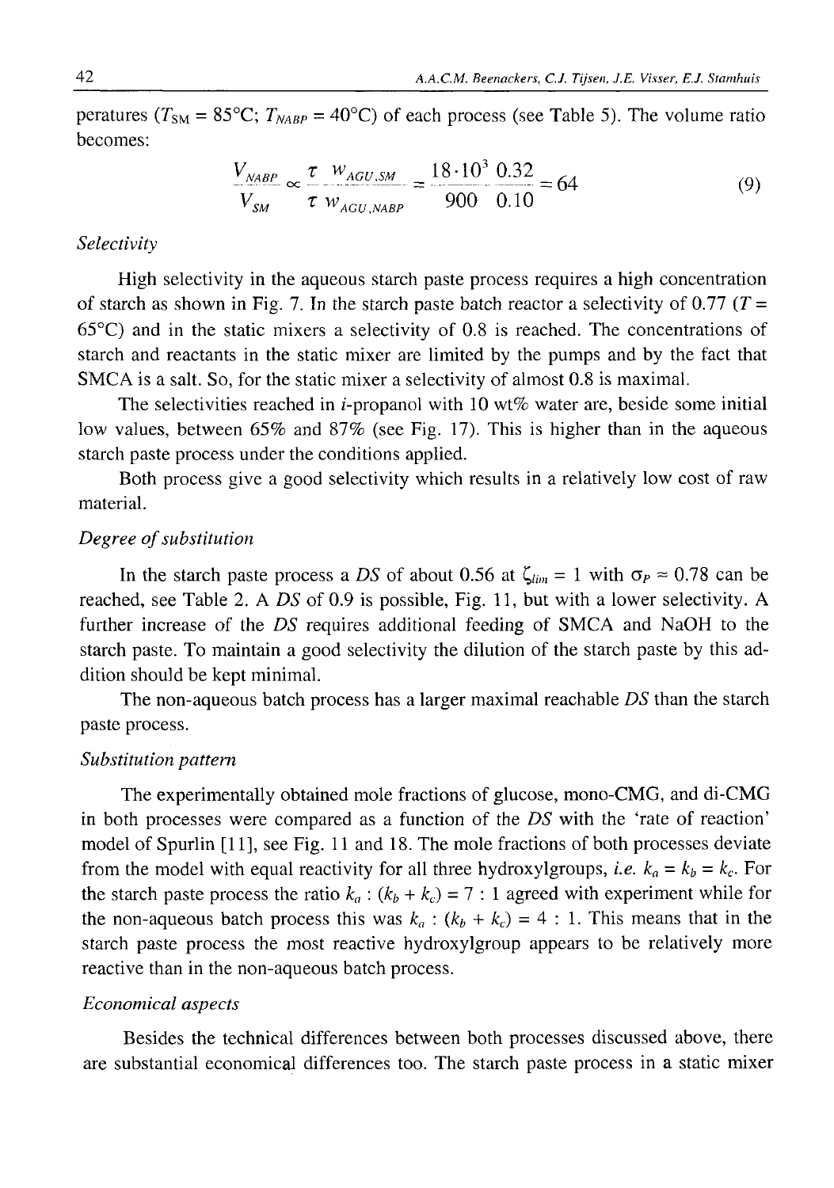peratures ($T_{SM}$ = 85°C; $T_{NABP}$ = 40°C) of each process (see Table 5). The volume ratio becomes:

$$\frac{V_{NABP}}{V_{SM}} \propto \frac{\tau \; w_{AGU,SM}}{\tau \; w_{AGU,NABP}} = \frac{18 \cdot 10^3}{900} \frac{0.32}{0.10} = 64 \tag{9}$$

*Selectivity*

High selectivity in the aqueous starch paste process requires a high concentration of starch as shown in Fig. 7. In the starch paste batch reactor a selectivity of 0.77 ($T$ = 65°C) and in the static mixers a selectivity of 0.8 is reached. The concentrations of starch and reactants in the static mixer are limited by the pumps and by the fact that SMCA is a salt. So, for the static mixer a selectivity of almost 0.8 is maximal.

The selectivities reached in *i*-propanol with 10 wt% water are, beside some initial low values, between 65% and 87% (see Fig. 17). This is higher than in the aqueous starch paste process under the conditions applied.

Both process give a good selectivity which results in a relatively low cost of raw material.

*Degree of substitution*

In the starch paste process a *DS* of about 0.56 at $\zeta_{lim} = 1$ with $\sigma_P \approx 0.78$ can be reached, see Table 2. A *DS* of 0.9 is possible, Fig. 11, but with a lower selectivity. A further increase of the *DS* requires additional feeding of SMCA and NaOH to the starch paste. To maintain a good selectivity the dilution of the starch paste by this addition should be kept minimal.

The non-aqueous batch process has a larger maximal reachable *DS* than the starch paste process.

*Substitution pattern*

The experimentally obtained mole fractions of glucose, mono-CMG, and di-CMG in both processes were compared as a function of the *DS* with the 'rate of reaction' model of Spurlin [11], see Fig. 11 and 18. The mole fractions of both processes deviate from the model with equal reactivity for all three hydroxylgroups, *i.e.* $k_a = k_b = k_c$. For the starch paste process the ratio $k_a : (k_b + k_c) = 7 : 1$ agreed with experiment while for the non-aqueous batch process this was $k_a : (k_b + k_c) = 4 : 1$. This means that in the starch paste process the most reactive hydroxylgroup appears to be relatively more reactive than in the non-aqueous batch process.

*Economical aspects*

Besides the technical differences between both processes discussed above, there are substantial economical differences too. The starch paste process in a static mixer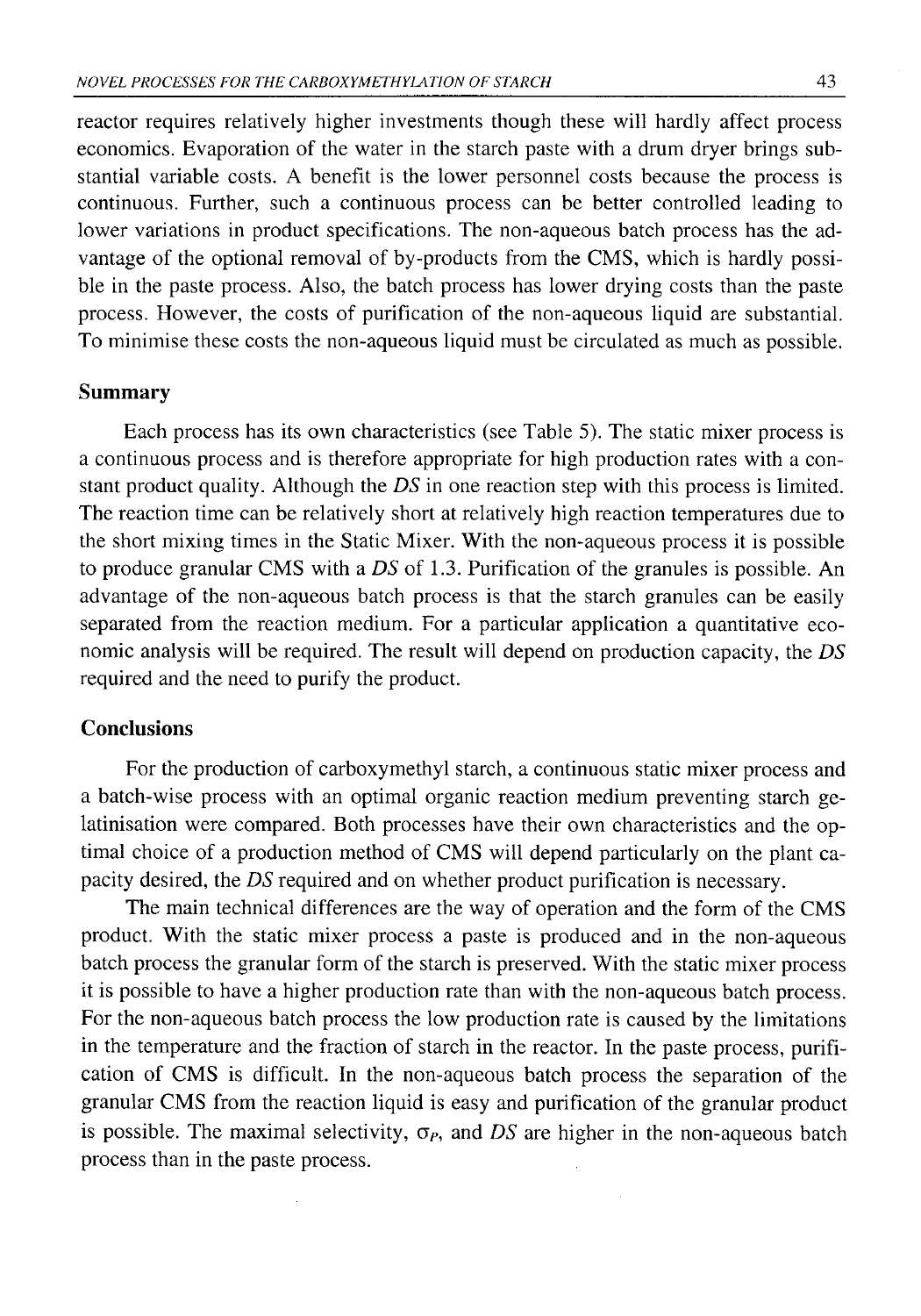reactor requires relatively higher investments though these will hardly affect process economics. Evaporation of the water in the starch paste with a drum dryer brings substantial variable costs. A benefit is the lower personnel costs because the process is continuous. Further, such a continuous process can be better controlled leading to lower variations in product specifications. The non-aqueous batch process has the advantage of the optional removal of by-products from the CMS, which is hardly possible in the paste process. Also, the batch process has lower drying costs than the paste process. However, the costs of purification of the non-aqueous liquid are substantial. To minimise these costs the non-aqueous liquid must be circulated as much as possible.

## Summary

Each process has its own characteristics (see Table 5). The static mixer process is a continuous process and is therefore appropriate for high production rates with a constant product quality. Although the *DS* in one reaction step with this process is limited. The reaction time can be relatively short at relatively high reaction temperatures due to the short mixing times in the Static Mixer. With the non-aqueous process it is possible to produce granular CMS with a *DS* of 1.3. Purification of the granules is possible. An advantage of the non-aqueous batch process is that the starch granules can be easily separated from the reaction medium. For a particular application a quantitative economic analysis will be required. The result will depend on production capacity, the *DS* required and the need to purify the product.

## Conclusions

For the production of carboxymethyl starch, a continuous static mixer process and a batch-wise process with an optimal organic reaction medium preventing starch gelatinisation were compared. Both processes have their own characteristics and the optimal choice of a production method of CMS will depend particularly on the plant capacity desired, the *DS* required and on whether product purification is necessary.

The main technical differences are the way of operation and the form of the CMS product. With the static mixer process a paste is produced and in the non-aqueous batch process the granular form of the starch is preserved. With the static mixer process it is possible to have a higher production rate than with the non-aqueous batch process. For the non-aqueous batch process the low production rate is caused by the limitations in the temperature and the fraction of starch in the reactor. In the paste process, purification of CMS is difficult. In the non-aqueous batch process the separation of the granular CMS from the reaction liquid is easy and purification of the granular product is possible. The maximal selectivity, $\sigma_P$, and *DS* are higher in the non-aqueous batch process than in the paste process.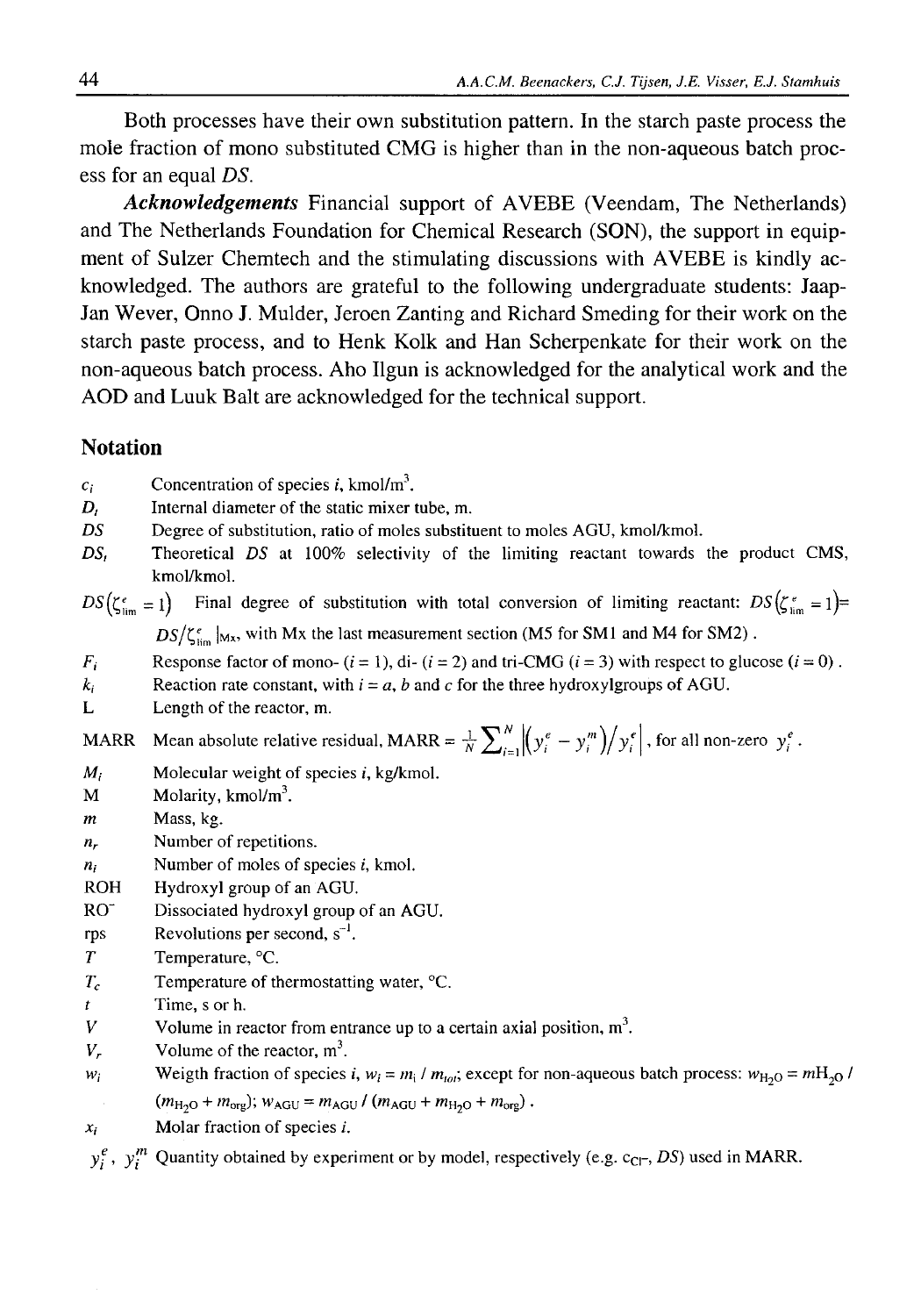Both processes have their own substitution pattern. In the starch paste process the mole fraction of mono substituted CMG is higher than in the non-aqueous batch process for an equal *DS*.

***Acknowledgements*** Financial support of AVEBE (Veendam, The Netherlands) and The Netherlands Foundation for Chemical Research (SON), the support in equipment of Sulzer Chemtech and the stimulating discussions with AVEBE is kindly acknowledged. The authors are grateful to the following undergraduate students: Jaap-Jan Wever, Onno J. Mulder, Jeroen Zanting and Richard Smeding for their work on the starch paste process, and to Henk Kolk and Han Scherpenkate for their work on the non-aqueous batch process. Aho Ilgun is acknowledged for the analytical work and the AOD and Luuk Balt are acknowledged for the technical support.

## Notation

- $c_i$ — Concentration of species *i*, kmol/m$^3$.
- $D_t$ — Internal diameter of the static mixer tube, m.
- $DS$ — Degree of substitution, ratio of moles substituent to moles AGU, kmol/kmol.
- $DS_t$ — Theoretical *DS* at 100% selectivity of the limiting reactant towards the product CMS, kmol/kmol.
- $DS(\zeta^e_{\lim} = 1)$ — Final degree of substitution with total conversion of limiting reactant: $DS(\zeta^e_{\lim} = 1) = DS/\zeta^e_{\lim}|_{Mx}$, with Mx the last measurement section (M5 for SM1 and M4 for SM2).
- $F_i$ — Response factor of mono- ($i = 1$), di- ($i = 2$) and tri-CMG ($i = 3$) with respect to glucose ($i = 0$).
- $k_i$ — Reaction rate constant, with $i = a$, $b$ and $c$ for the three hydroxylgroups of AGU.
- L — Length of the reactor, m.
- MARR — Mean absolute relative residual, $\text{MARR} = \frac{1}{N}\sum_{i=1}^{N}\left|\left(y_i^e - y_i^m\right)/y_i^e\right|$, for all non-zero $y_i^e$.
- $M_i$ — Molecular weight of species *i*, kg/kmol.
- M — Molarity, kmol/m$^3$.
- $m$ — Mass, kg.
- $n_r$ — Number of repetitions.
- $n_i$ — Number of moles of species *i*, kmol.
- ROH — Hydroxyl group of an AGU.
- $RO^-$ — Dissociated hydroxyl group of an AGU.
- rps — Revolutions per second, s$^{-1}$.
- $T$ — Temperature, °C.
- $T_c$ — Temperature of thermostatting water, °C.
- $t$ — Time, s or h.
- $V$ — Volume in reactor from entrance up to a certain axial position, m$^3$.
- $V_r$ — Volume of the reactor, m$^3$.
- $w_i$ — Weigth fraction of species *i*, $w_i = m_i / m_{tot}$; except for non-aqueous batch process: $w_{H_2O} = m_{H_2O} / (m_{H_2O} + m_{org})$; $w_{AGU} = m_{AGU} / (m_{AGU} + m_{H_2O} + m_{org})$.
- $x_i$ — Molar fraction of species *i*.
- $y_i^e$, $y_i^m$ — Quantity obtained by experiment or by model, respectively (e.g. $c_{Cl^-}$, *DS*) used in MARR.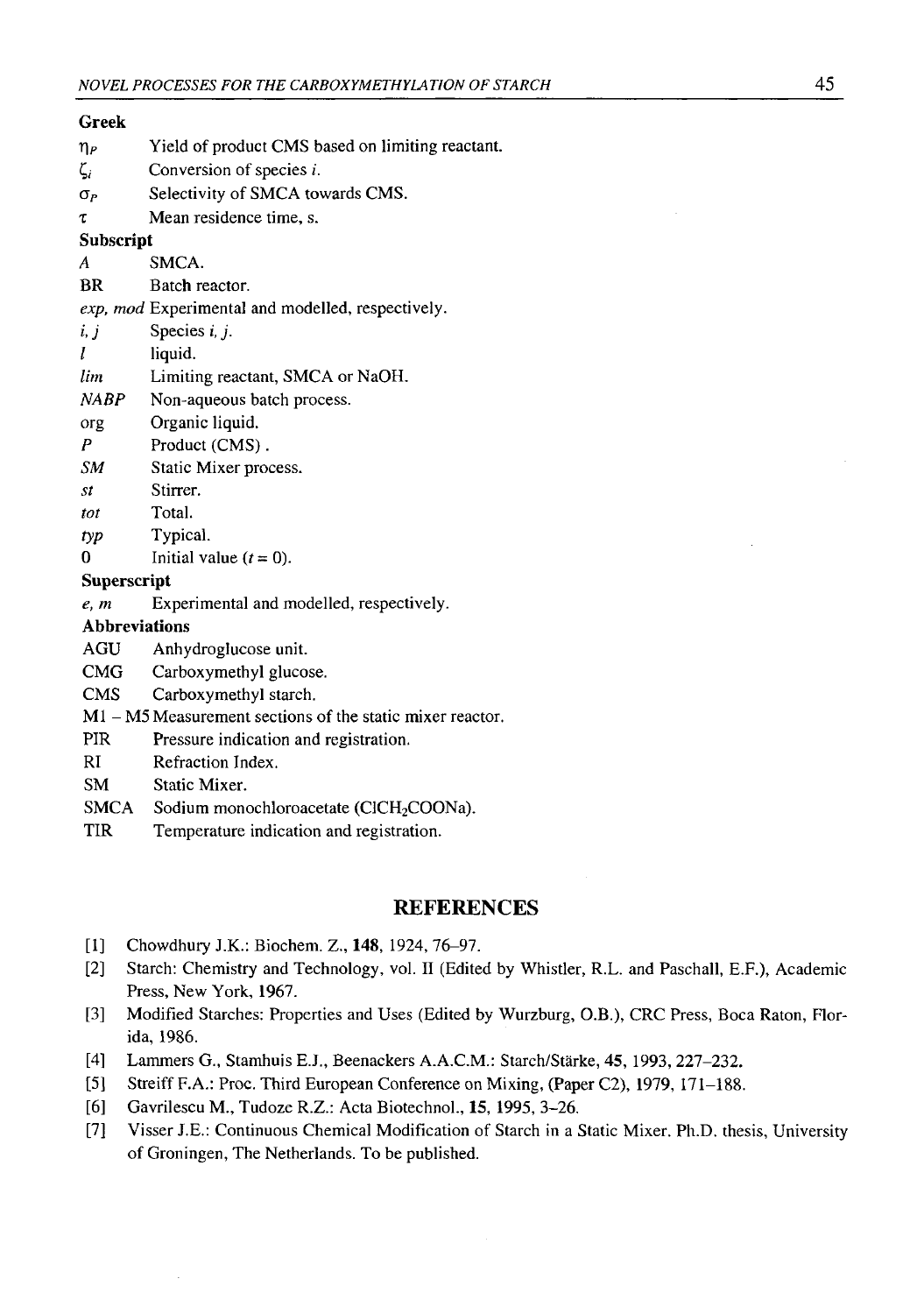**Greek**

$\eta_P$ Yield of product CMS based on limiting reactant.

$\zeta_i$ Conversion of species $i$.

$\sigma_P$ Selectivity of SMCA towards CMS.

$\tau$ Mean residence time, s.

**Subscript**

$A$ SMCA.

BR Batch reactor.

*exp, mod* Experimental and modelled, respectively.

$i, j$ Species $i, j$.

$l$ liquid.

*lim* Limiting reactant, SMCA or NaOH.

*NABP* Non-aqueous batch process.

org Organic liquid.

$P$ Product (CMS).

*SM* Static Mixer process.

*st* Stirrer.

*tot* Total.

*typ* Typical.

0 Initial value ($t = 0$).

**Superscript**

$e, m$ Experimental and modelled, respectively.

**Abbreviations**

AGU Anhydroglucose unit.

CMG Carboxymethyl glucose.

CMS Carboxymethyl starch.

M1 – M5 Measurement sections of the static mixer reactor.

PIR Pressure indication and registration.

RI Refraction Index.

SM Static Mixer.

SMCA Sodium monochloroacetate ($ClCH_2COONa$).

TIR Temperature indication and registration.

## REFERENCES

[1] Chowdhury J.K.: Biochem. Z., **148**, 1924, 76–97.

[2] Starch: Chemistry and Technology, vol. II (Edited by Whistler, R.L. and Paschall, E.F.), Academic Press, New York, 1967.

[3] Modified Starches: Properties and Uses (Edited by Wurzburg, O.B.), CRC Press, Boca Raton, Florida, 1986.

[4] Lammers G., Stamhuis E.J., Beenackers A.A.C.M.: Starch/Stärke, **45**, 1993, 227–232.

[5] Streiff F.A.: Proc. Third European Conference on Mixing, (Paper C2), 1979, 171–188.

[6] Gavrilescu M., Tudoze R.Z.: Acta Biotechnol., **15**, 1995, 3–26.

[7] Visser J.E.: Continuous Chemical Modification of Starch in a Static Mixer. Ph.D. thesis, University of Groningen, The Netherlands. To be published.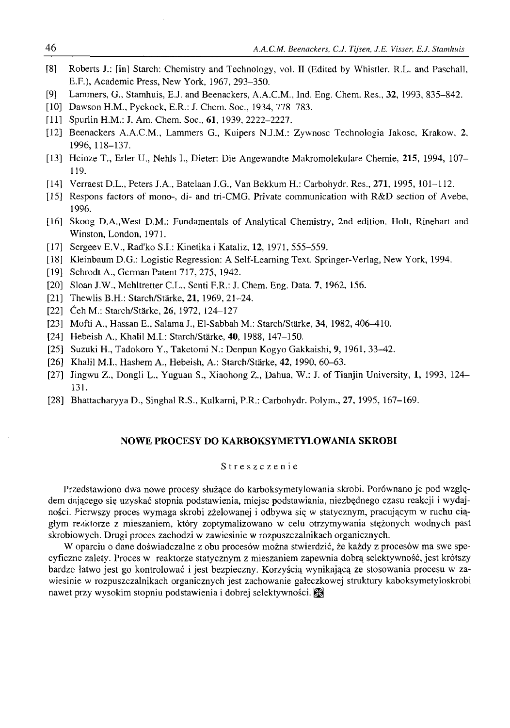[8] Roberts J.: [in] Starch: Chemistry and Technology, vol. II (Edited by Whistler, R.L. and Paschall, E.F.), Academic Press, New York, 1967, 293–350.

[9] Lammers, G., Stamhuis, E.J. and Beenackers, A.A.C.M., Ind. Eng. Chem. Res., **32**, 1993, 835–842.

[10] Dawson H.M., Pyckock, E.R.: J. Chem. Soc., 1934, 778–783.

[11] Spurlin H.M.: J. Am. Chem. Soc., **61**, 1939, 2222–2227.

[12] Beenackers A.A.C.M., Lammers G., Kuipers N.J.M.: Zywnosc Technologia Jakosc, Krakow, **2**, 1996, 118–137.

[13] Heinze T., Erler U., Nehls I., Dieter: Die Angewandte Makromolekulare Chemie, **215**, 1994, 107–119.

[14] Verraest D.L., Peters J.A., Batelaan J.G., Van Bekkum H.: Carbohydr. Res., **271**, 1995, 101–112.

[15] Respons factors of mono-, di- and tri-CMG. Private communication with R&D section of Avebe, 1996.

[16] Skoog D.A.,West D.M.: Fundamentals of Analytical Chemistry, 2nd edition. Holt, Rinehart and Winston, London, 1971.

[17] Sergeev E.V., Rad'ko S.I.: Kinetika i Kataliz, **12**, 1971, 555–559.

[18] Kleinbaum D.G.: Logistic Regression: A Self-Learning Text. Springer-Verlag, New York, 1994.

[19] Schrodt A., German Patent 717, 275, 1942.

[20] Sloan J.W., Mehltretter C.L., Senti F.R.: J. Chem. Eng. Data, **7**, 1962, 156.

[21] Thewlis B.H.: Starch/Stärke, **21**, 1969, 21–24.

[22] Čeh M.: Starch/Stärke, **26**, 1972, 124–127

[23] Mofti A., Hassan E., Salama J., El-Sabbah M.: Starch/Stärke, **34**, 1982, 406–410.

[24] Hebeish A., Khalil M.I.: Starch/Stärke, **40**, 1988, 147–150.

[25] Suzuki H., Tadokoro Y., Taketomi N.: Denpun Kogyo Gakkaishi, **9**, 1961, 33–42.

[26] Khalil M.I., Hashem A., Hebeish, A.: Starch/Stärke, **42**, 1990, 60–63.

[27] Jingwu Z., Dongli L., Yuguan S., Xiaohong Z., Dahua, W.: J. of Tianjin University, **1**, 1993, 124–131.

[28] Bhattacharyya D., Singhal R.S., Kulkarni, P.R.: Carbohydr. Polym., **27**, 1995, 167–169.

## NOWE PROCESY DO KARBOKSYMETYLOWANIA SKROBI

### Streszczenie

Przedstawiono dwa nowe procesy służące do karboksymetylowania skrobi. Porównano je pod względem dającego się uzyskać stopnia podstawienia, miejsc podstawiania, niezbędnego czasu reakcji i wydajności. Pierwszy proces wymaga skrobi zżelowanej i odbywa się w statycznym, pracującym w ruchu ciągłym reaktorze z mieszaniem, który zoptymalizowano w celu otrzymywania stężonych wodnych past skrobiowych. Drugi proces zachodzi w zawiesinie w rozpuszczalnikach organicznych.

W oparciu o dane doświadczalne z obu procesów można stwierdzić, że każdy z procesów ma swe specyficzne zalety. Proces w reaktorze statycznym z mieszaniem zapewnia dobrą selektywność, jest krótszy bardzo łatwo jest go kontrolować i jest bezpieczny. Korzyścią wynikającą ze stosowania procesu w zawiesinie w rozpuszczalnikach organicznych jest zachowanie gałeczkowej struktury kaboksymetyloskrobi nawet przy wysokim stopniu podstawienia i dobrej selektywności.